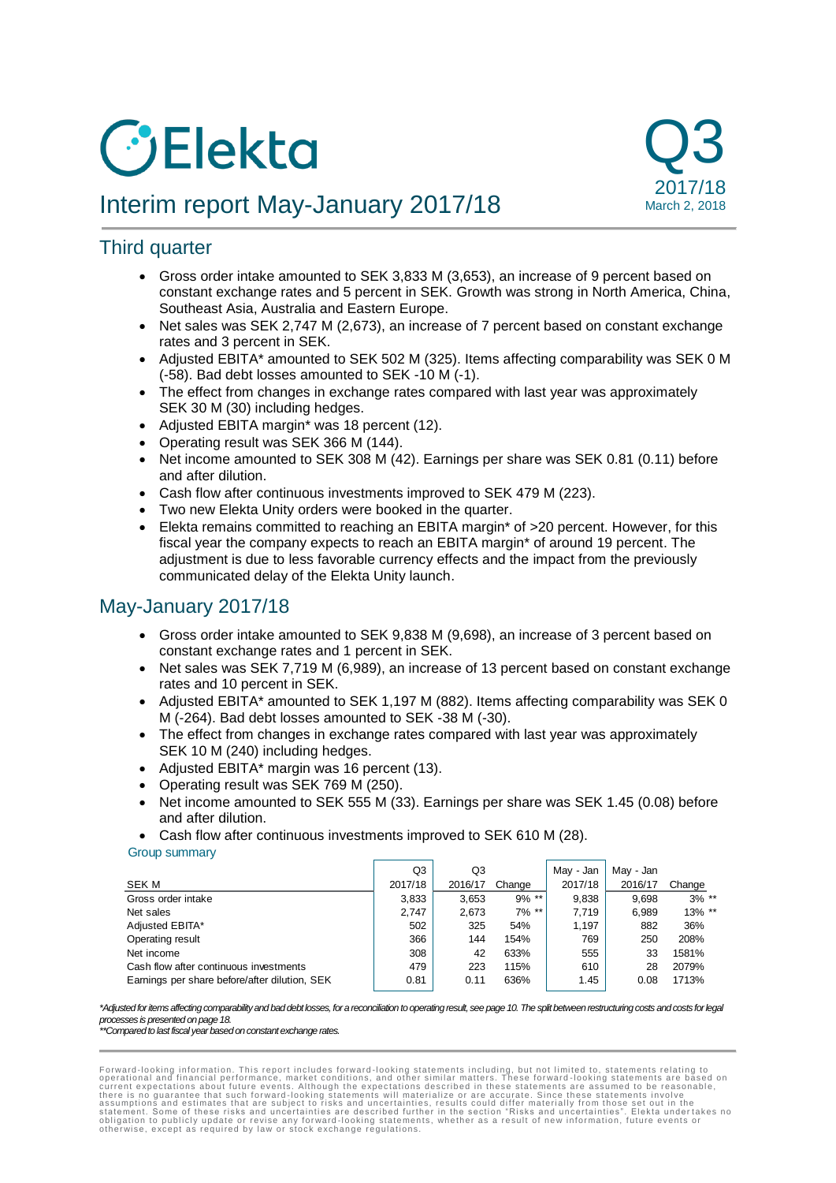# Elekta

## Interim report May-January 2017/18

**Q3 2017/18**
March 2, 2018

## Third quarter

- Gross order intake amounted to SEK 3,833 M (3,653), an increase of 9 percent based on constant exchange rates and 5 percent in SEK. Growth was strong in North America, China, Southeast Asia, Australia and Eastern Europe.
- Net sales was SEK 2,747 M (2,673), an increase of 7 percent based on constant exchange rates and 3 percent in SEK.
- Adjusted EBITA* amounted to SEK 502 M (325). Items affecting comparability was SEK 0 M (-58). Bad debt losses amounted to SEK -10 M (-1).
- The effect from changes in exchange rates compared with last year was approximately SEK 30 M (30) including hedges.
- Adjusted EBITA margin* was 18 percent (12).
- Operating result was SEK 366 M (144).
- Net income amounted to SEK 308 M (42). Earnings per share was SEK 0.81 (0.11) before and after dilution.
- Cash flow after continuous investments improved to SEK 479 M (223).
- Two new Elekta Unity orders were booked in the quarter.
- Elekta remains committed to reaching an EBITA margin* of >20 percent. However, for this fiscal year the company expects to reach an EBITA margin* of around 19 percent. The adjustment is due to less favorable currency effects and the impact from the previously communicated delay of the Elekta Unity launch.

## May-January 2017/18

- Gross order intake amounted to SEK 9,838 M (9,698), an increase of 3 percent based on constant exchange rates and 1 percent in SEK.
- Net sales was SEK 7,719 M (6,989), an increase of 13 percent based on constant exchange rates and 10 percent in SEK.
- Adjusted EBITA* amounted to SEK 1,197 M (882). Items affecting comparability was SEK 0 M (-264). Bad debt losses amounted to SEK -38 M (-30).
- The effect from changes in exchange rates compared with last year was approximately SEK 10 M (240) including hedges.
- Adjusted EBITA* margin was 16 percent (13).
- Operating result was SEK 769 M (250).
- Net income amounted to SEK 555 M (33). Earnings per share was SEK 1.45 (0.08) before and after dilution.
- Cash flow after continuous investments improved to SEK 610 M (28).

### Group summary

| SEK M | Q3 2017/18 | Q3 2016/17 | Change | May - Jan 2017/18 | May - Jan 2016/17 | Change |
|---|---|---|---|---|---|---|
| Gross order intake | 3,833 | 3,653 | 9% ** | 9,838 | 9,698 | 3% ** |
| Net sales | 2,747 | 2,673 | 7% ** | 7,719 | 6,989 | 13% ** |
| Adjusted EBITA* | 502 | 325 | 54% | 1,197 | 882 | 36% |
| Operating result | 366 | 144 | 154% | 769 | 250 | 208% |
| Net income | 308 | 42 | 633% | 555 | 33 | 1581% |
| Cash flow after continuous investments | 479 | 223 | 115% | 610 | 28 | 2079% |
| Earnings per share before/after dilution, SEK | 0.81 | 0.11 | 636% | 1.45 | 0.08 | 1713% |

*\*Adjusted for items affecting comparability and bad debt losses, for a reconciliation to operating result, see page 10. The split between restructuring costs and costs for legal processes is presented on page 18.*
*\*\*Compared to last fiscal year based on constant exchange rates.*

Forward-looking information. This report includes forward-looking statements including, but not limited to, statements relating to operational and financial performance, market conditions, and other similar matters. These forward-looking statements are based on current expectations about future events. Although the expectations described in these statements are assumed to be reasonable, there is no guarantee that such forward-looking statements will materialize or are accurate. Since these statements involve assumptions and estimates that are subject to risks and uncertainties, results could differ materially from those set out in the statement. Some of these risks and uncertainties are described further in the section "Risks and uncertainties". Elekta undertakes no obligation to publicly update or revise any forward-looking statements, whether as a result of new information, future events or otherwise, except as required by law or stock exchange regulations.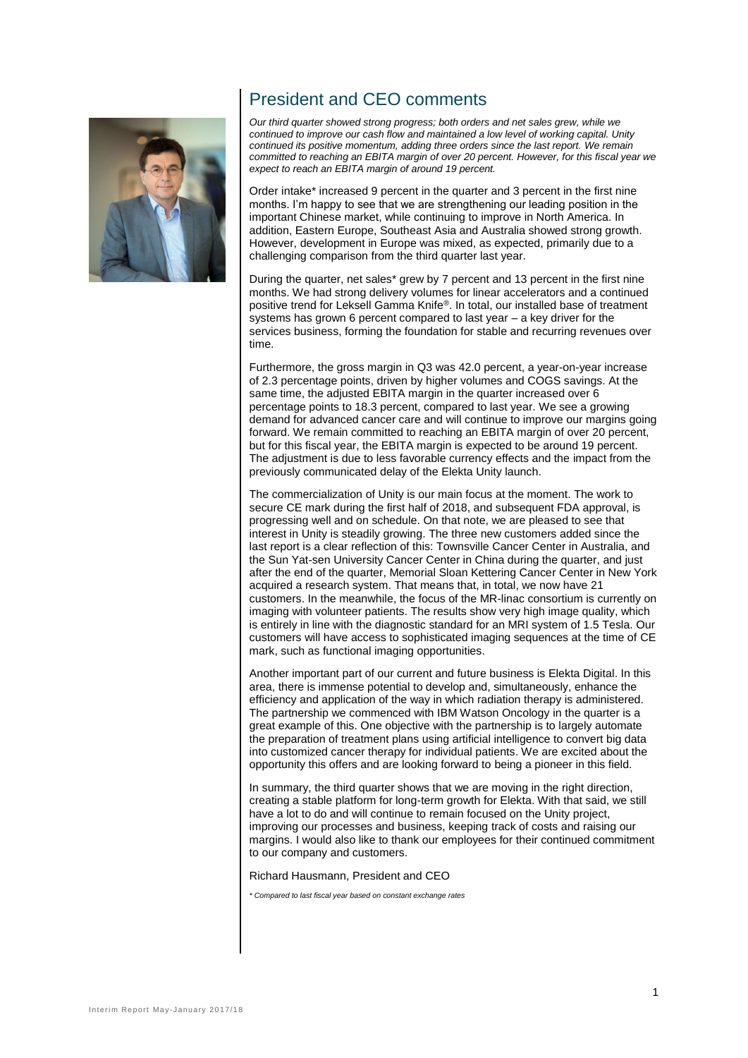## President and CEO comments

*Our third quarter showed strong progress; both orders and net sales grew, while we continued to improve our cash flow and maintained a low level of working capital. Unity continued its positive momentum, adding three orders since the last report. We remain committed to reaching an EBITA margin of over 20 percent. However, for this fiscal year we expect to reach an EBITA margin of around 19 percent.*

Order intake* increased 9 percent in the quarter and 3 percent in the first nine months. I'm happy to see that we are strengthening our leading position in the important Chinese market, while continuing to improve in North America. In addition, Eastern Europe, Southeast Asia and Australia showed strong growth. However, development in Europe was mixed, as expected, primarily due to a challenging comparison from the third quarter last year.

During the quarter, net sales* grew by 7 percent and 13 percent in the first nine months. We had strong delivery volumes for linear accelerators and a continued positive trend for Leksell Gamma Knife®. In total, our installed base of treatment systems has grown 6 percent compared to last year – a key driver for the services business, forming the foundation for stable and recurring revenues over time.

Furthermore, the gross margin in Q3 was 42.0 percent, a year-on-year increase of 2.3 percentage points, driven by higher volumes and COGS savings. At the same time, the adjusted EBITA margin in the quarter increased over 6 percentage points to 18.3 percent, compared to last year. We see a growing demand for advanced cancer care and will continue to improve our margins going forward. We remain committed to reaching an EBITA margin of over 20 percent, but for this fiscal year, the EBITA margin is expected to be around 19 percent. The adjustment is due to less favorable currency effects and the impact from the previously communicated delay of the Elekta Unity launch.

The commercialization of Unity is our main focus at the moment. The work to secure CE mark during the first half of 2018, and subsequent FDA approval, is progressing well and on schedule. On that note, we are pleased to see that interest in Unity is steadily growing. The three new customers added since the last report is a clear reflection of this: Townsville Cancer Center in Australia, and the Sun Yat-sen University Cancer Center in China during the quarter, and just after the end of the quarter, Memorial Sloan Kettering Cancer Center in New York acquired a research system. That means that, in total, we now have 21 customers. In the meanwhile, the focus of the MR-linac consortium is currently on imaging with volunteer patients. The results show very high image quality, which is entirely in line with the diagnostic standard for an MRI system of 1.5 Tesla. Our customers will have access to sophisticated imaging sequences at the time of CE mark, such as functional imaging opportunities.

Another important part of our current and future business is Elekta Digital. In this area, there is immense potential to develop and, simultaneously, enhance the efficiency and application of the way in which radiation therapy is administered. The partnership we commenced with IBM Watson Oncology in the quarter is a great example of this. One objective with the partnership is to largely automate the preparation of treatment plans using artificial intelligence to convert big data into customized cancer therapy for individual patients. We are excited about the opportunity this offers and are looking forward to being a pioneer in this field.

In summary, the third quarter shows that we are moving in the right direction, creating a stable platform for long-term growth for Elekta. With that said, we still have a lot to do and will continue to remain focused on the Unity project, improving our processes and business, keeping track of costs and raising our margins. I would also like to thank our employees for their continued commitment to our company and customers.

Richard Hausmann, President and CEO

*\* Compared to last fiscal year based on constant exchange rates*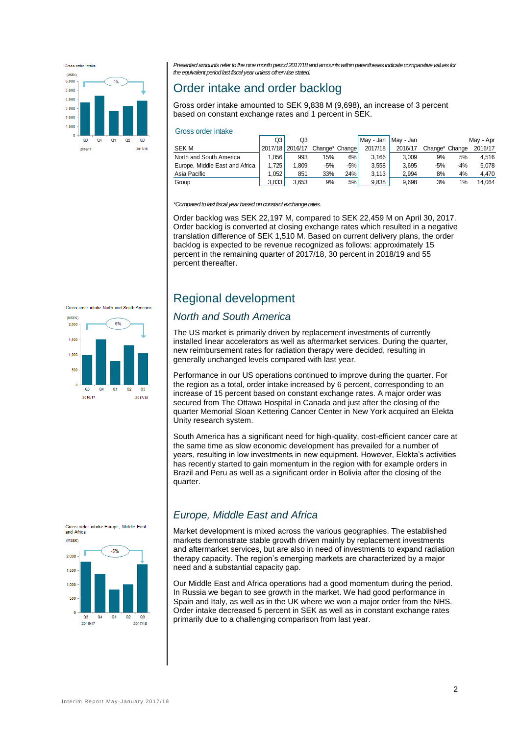*Presented amounts refer to the nine month period 2017/18 and amounts within parentheses indicate comparative values for the equivalent period last fiscal year unless otherwise stated.*

# Order intake and order backlog

Gross order intake amounted to SEK 9,838 M (9,698), an increase of 3 percent based on constant exchange rates and 1 percent in SEK.

Gross order intake

| SEK M | Q3 2017/18 | Q3 2016/17 | Change* | Change | May - Jan 2017/18 | May - Jan 2016/17 | Change* | Change | May - Apr 2016/17 |
|---|---|---|---|---|---|---|---|---|---|
| North and South America | 1,056 | 993 | 15% | 6% | 3,166 | 3,009 | 9% | 5% | 4,516 |
| Europe, Middle East and Africa | 1,725 | 1,809 | -5% | -5% | 3,558 | 3,695 | -5% | -4% | 5,078 |
| Asia Pacific | 1,052 | 851 | 33% | 24% | 3,113 | 2,994 | 8% | 4% | 4,470 |
| Group | 3,833 | 3,653 | 9% | 5% | 9,838 | 9,698 | 3% | 1% | 14,064 |

*\*Compared to last fiscal year based on constant exchange rates.*

Order backlog was SEK 22,197 M, compared to SEK 22,459 M on April 30, 2017. Order backlog is converted at closing exchange rates which resulted in a negative translation difference of SEK 1,510 M. Based on current delivery plans, the order backlog is expected to be revenue recognized as follows: approximately 15 percent in the remaining quarter of 2017/18, 30 percent in 2018/19 and 55 percent thereafter.

# Regional development

## *North and South America*

The US market is primarily driven by replacement investments of currently installed linear accelerators as well as aftermarket services. During the quarter, new reimbursement rates for radiation therapy were decided, resulting in generally unchanged levels compared with last year.

Performance in our US operations continued to improve during the quarter. For the region as a total, order intake increased by 6 percent, corresponding to an increase of 15 percent based on constant exchange rates. A major order was secured from The Ottawa Hospital in Canada and just after the closing of the quarter Memorial Sloan Kettering Cancer Center in New York acquired an Elekta Unity research system.

South America has a significant need for high-quality, cost-efficient cancer care at the same time as slow economic development has prevailed for a number of years, resulting in low investments in new equipment. However, Elekta's activities has recently started to gain momentum in the region with for example orders in Brazil and Peru as well as a significant order in Bolivia after the closing of the quarter.

## *Europe, Middle East and Africa*

Market development is mixed across the various geographies. The established markets demonstrate stable growth driven mainly by replacement investments and aftermarket services, but are also in need of investments to expand radiation therapy capacity. The region's emerging markets are characterized by a major need and a substantial capacity gap.

Our Middle East and Africa operations had a good momentum during the period. In Russia we began to see growth in the market. We had good performance in Spain and Italy, as well as in the UK where we won a major order from the NHS. Order intake decreased 5 percent in SEK as well as in constant exchange rates primarily due to a challenging comparison from last year.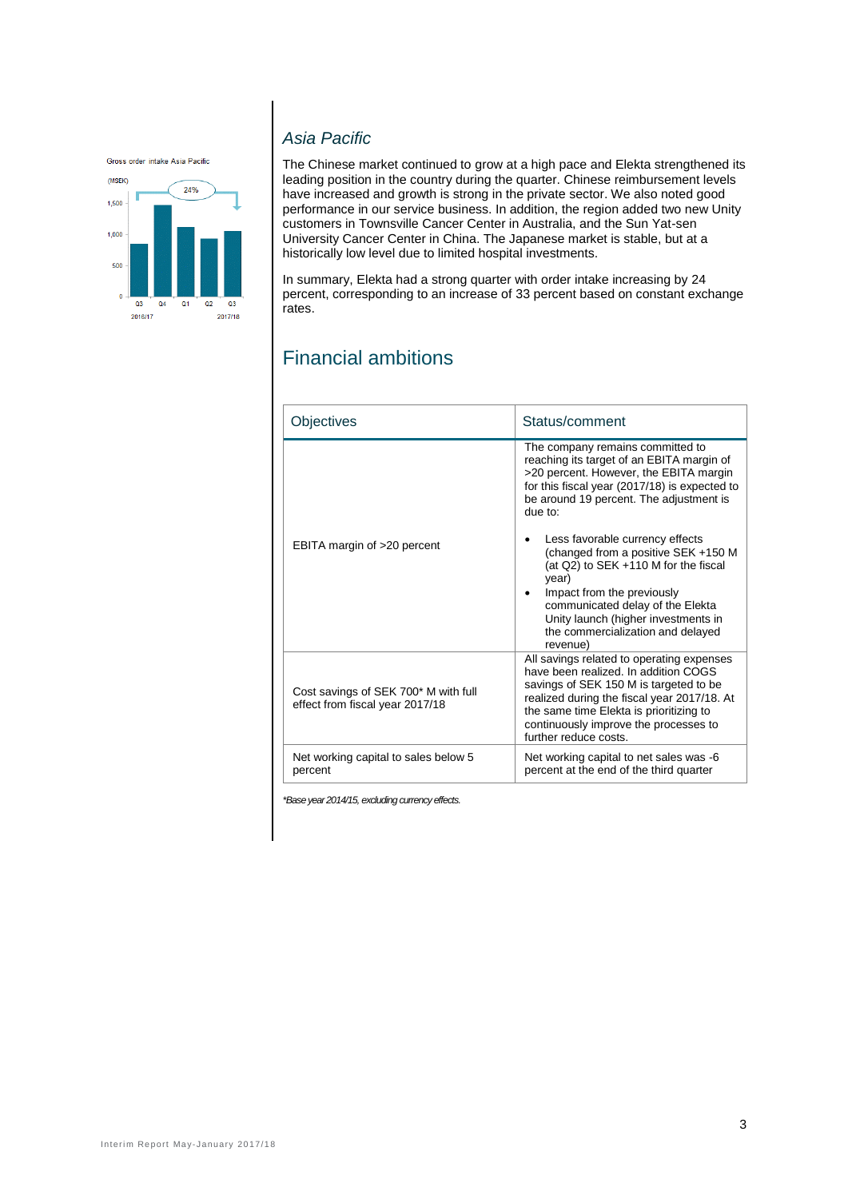Gross order intake Asia Pacific

(MSEK)

24%

Q3 Q4 Q1 Q2 Q3

2016/17 2017/18

### *Asia Pacific*

The Chinese market continued to grow at a high pace and Elekta strengthened its leading position in the country during the quarter. Chinese reimbursement levels have increased and growth is strong in the private sector. We also noted good performance in our service business. In addition, the region added two new Unity customers in Townsville Cancer Center in Australia, and the Sun Yat-sen University Cancer Center in China. The Japanese market is stable, but at a historically low level due to limited hospital investments.

In summary, Elekta had a strong quarter with order intake increasing by 24 percent, corresponding to an increase of 33 percent based on constant exchange rates.

## Financial ambitions

| Objectives | Status/comment |
|---|---|
| EBITA margin of >20 percent | The company remains committed to reaching its target of an EBITA margin of >20 percent. However, the EBITA margin for this fiscal year (2017/18) is expected to be around 19 percent. The adjustment is due to:<br><br>• Less favorable currency effects (changed from a positive SEK +150 M (at Q2) to SEK +110 M for the fiscal year)<br>• Impact from the previously communicated delay of the Elekta Unity launch (higher investments in the commercialization and delayed revenue) |
| Cost savings of SEK 700* M with full effect from fiscal year 2017/18 | All savings related to operating expenses have been realized. In addition COGS savings of SEK 150 M is targeted to be realized during the fiscal year 2017/18. At the same time Elekta is prioritizing to continuously improve the processes to further reduce costs. |
| Net working capital to sales below 5 percent | Net working capital to net sales was -6 percent at the end of the third quarter |

*\*Base year 2014/15, excluding currency effects.*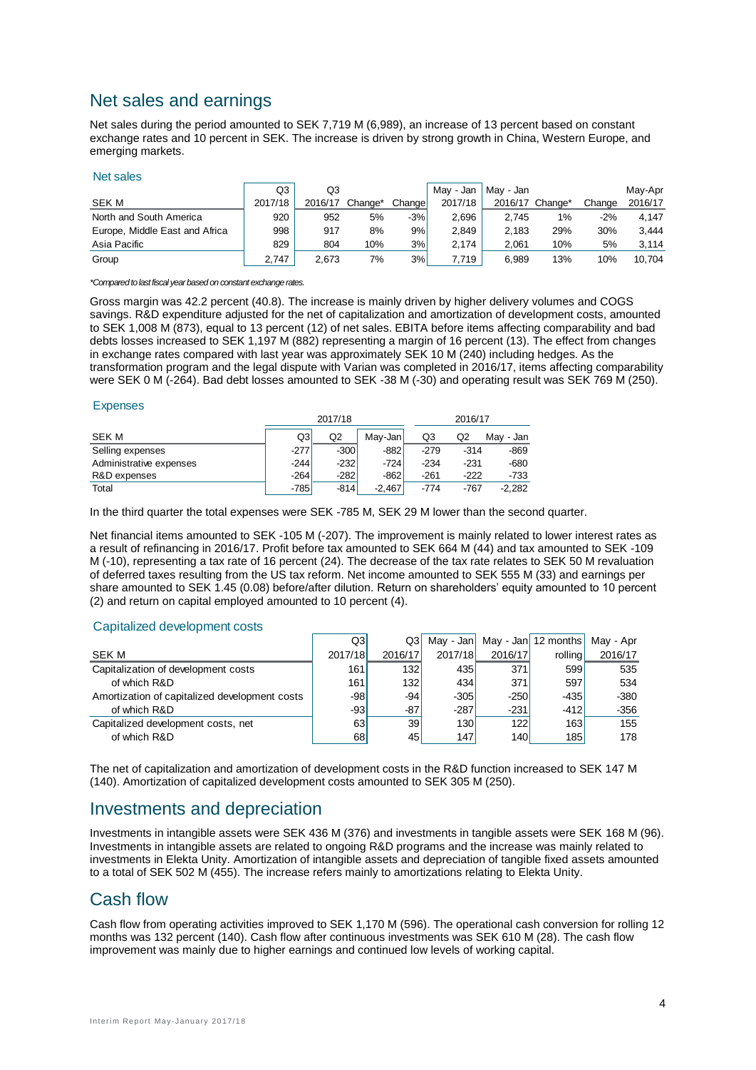## Net sales and earnings

Net sales during the period amounted to SEK 7,719 M (6,989), an increase of 13 percent based on constant exchange rates and 10 percent in SEK. The increase is driven by strong growth in China, Western Europe, and emerging markets.

### Net sales

| SEK M | Q3 2017/18 | Q3 2016/17 | Change* | Change | May - Jan 2017/18 | May - Jan 2016/17 | Change* | Change | May-Apr 2016/17 |
|---|---|---|---|---|---|---|---|---|---|
| North and South America | 920 | 952 | 5% | -3% | 2,696 | 2,745 | 1% | -2% | 4,147 |
| Europe, Middle East and Africa | 998 | 917 | 8% | 9% | 2,849 | 2,183 | 29% | 30% | 3,444 |
| Asia Pacific | 829 | 804 | 10% | 3% | 2,174 | 2,061 | 10% | 5% | 3,114 |
| Group | 2,747 | 2,673 | 7% | 3% | 7,719 | 6,989 | 13% | 10% | 10,704 |

*Compared to last fiscal year based on constant exchange rates.*

Gross margin was 42.2 percent (40.8). The increase is mainly driven by higher delivery volumes and COGS savings. R&D expenditure adjusted for the net of capitalization and amortization of development costs, amounted to SEK 1,008 M (873), equal to 13 percent (12) of net sales. EBITA before items affecting comparability and bad debts losses increased to SEK 1,197 M (882) representing a margin of 16 percent (13). The effect from changes in exchange rates compared with last year was approximately SEK 10 M (240) including hedges. As the transformation program and the legal dispute with Varian was completed in 2016/17, items affecting comparability were SEK 0 M (-264). Bad debt losses amounted to SEK -38 M (-30) and operating result was SEK 769 M (250).

### Expenses

| SEK M | 2017/18 Q3 | 2017/18 Q2 | 2017/18 May-Jan | 2016/17 Q3 | 2016/17 Q2 | 2016/17 May - Jan |
|---|---|---|---|---|---|---|
| Selling expenses | -277 | -300 | -882 | -279 | -314 | -869 |
| Administrative expenses | -244 | -232 | -724 | -234 | -231 | -680 |
| R&D expenses | -264 | -282 | -862 | -261 | -222 | -733 |
| Total | -785 | -814 | -2,467 | -774 | -767 | -2,282 |

In the third quarter the total expenses were SEK -785 M, SEK 29 M lower than the second quarter.

Net financial items amounted to SEK -105 M (-207). The improvement is mainly related to lower interest rates as a result of refinancing in 2016/17. Profit before tax amounted to SEK 664 M (44) and tax amounted to SEK -109 M (-10), representing a tax rate of 16 percent (24). The decrease of the tax rate relates to SEK 50 M revaluation of deferred taxes resulting from the US tax reform. Net income amounted to SEK 555 M (33) and earnings per share amounted to SEK 1.45 (0.08) before/after dilution. Return on shareholders' equity amounted to 10 percent (2) and return on capital employed amounted to 10 percent (4).

### Capitalized development costs

| SEK M | Q3 2017/18 | Q3 2016/17 | May - Jan 2017/18 | May - Jan 2016/17 | 12 months rolling | May - Apr 2016/17 |
|---|---|---|---|---|---|---|
| Capitalization of development costs | 161 | 132 | 435 | 371 | 599 | 535 |
| of which R&D | 161 | 132 | 434 | 371 | 597 | 534 |
| Amortization of capitalized development costs | -98 | -94 | -305 | -250 | -435 | -380 |
| of which R&D | -93 | -87 | -287 | -231 | -412 | -356 |
| Capitalized development costs, net | 63 | 39 | 130 | 122 | 163 | 155 |
| of which R&D | 68 | 45 | 147 | 140 | 185 | 178 |

The net of capitalization and amortization of development costs in the R&D function increased to SEK 147 M (140). Amortization of capitalized development costs amounted to SEK 305 M (250).

## Investments and depreciation

Investments in intangible assets were SEK 436 M (376) and investments in tangible assets were SEK 168 M (96). Investments in intangible assets are related to ongoing R&D programs and the increase was mainly related to investments in Elekta Unity. Amortization of intangible assets and depreciation of tangible fixed assets amounted to a total of SEK 502 M (455). The increase refers mainly to amortizations relating to Elekta Unity.

## Cash flow

Cash flow from operating activities improved to SEK 1,170 M (596). The operational cash conversion for rolling 12 months was 132 percent (140). Cash flow after continuous investments was SEK 610 M (28). The cash flow improvement was mainly due to higher earnings and continued low levels of working capital.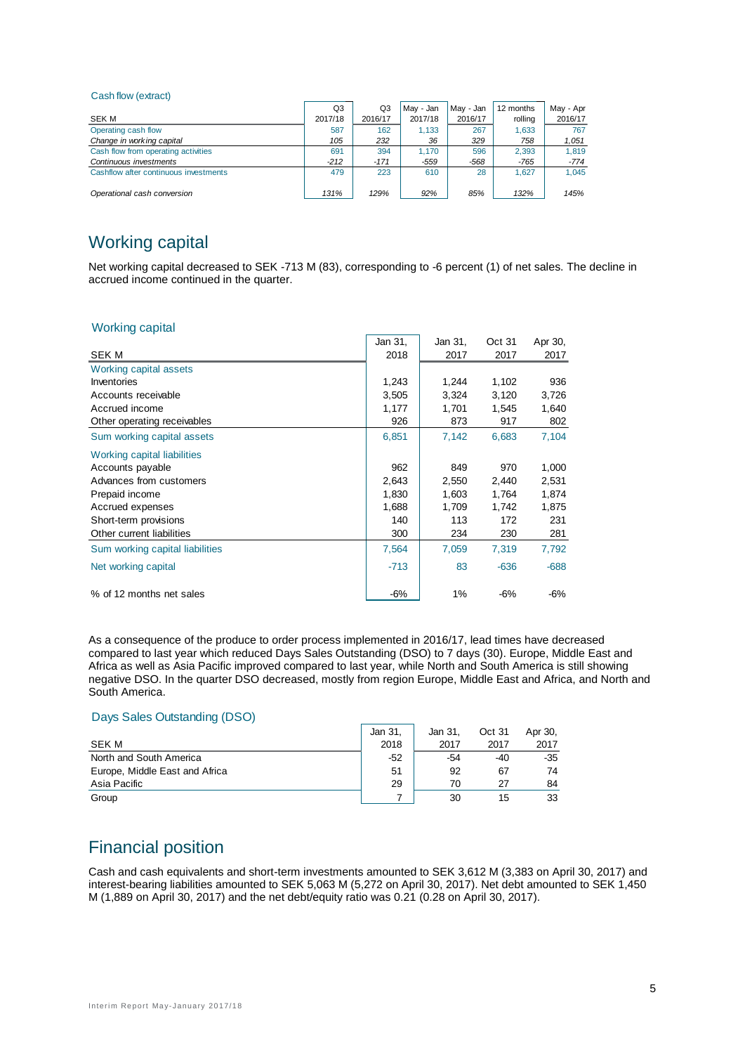Cash flow (extract)

| SEK M | Q3 2017/18 | Q3 2016/17 | May - Jan 2017/18 | May - Jan 2016/17 | 12 months rolling | May - Apr 2016/17 |
|---|---|---|---|---|---|---|
| Operating cash flow | 587 | 162 | 1,133 | 267 | 1,633 | 767 |
| *Change in working capital* | *105* | *232* | *36* | *329* | *758* | *1,051* |
| Cash flow from operating activities | 691 | 394 | 1,170 | 596 | 2,393 | 1,819 |
| *Continuous investments* | *-212* | *-171* | *-559* | *-568* | *-765* | *-774* |
| Cashflow after continuous investments | 479 | 223 | 610 | 28 | 1,627 | 1,045 |
| *Operational cash conversion* | *131%* | *129%* | *92%* | *85%* | *132%* | *145%* |

## Working capital

Net working capital decreased to SEK -713 M (83), corresponding to -6 percent (1) of net sales. The decline in accrued income continued in the quarter.

Working capital

| SEK M | Jan 31, 2018 | Jan 31, 2017 | Oct 31 2017 | Apr 30, 2017 |
|---|---|---|---|---|
| **Working capital assets** | | | | |
| Inventories | 1,243 | 1,244 | 1,102 | 936 |
| Accounts receivable | 3,505 | 3,324 | 3,120 | 3,726 |
| Accrued income | 1,177 | 1,701 | 1,545 | 1,640 |
| Other operating receivables | 926 | 873 | 917 | 802 |
| Sum working capital assets | 6,851 | 7,142 | 6,683 | 7,104 |
| **Working capital liabilities** | | | | |
| Accounts payable | 962 | 849 | 970 | 1,000 |
| Advances from customers | 2,643 | 2,550 | 2,440 | 2,531 |
| Prepaid income | 1,830 | 1,603 | 1,764 | 1,874 |
| Accrued expenses | 1,688 | 1,709 | 1,742 | 1,875 |
| Short-term provisions | 140 | 113 | 172 | 231 |
| Other current liabilities | 300 | 234 | 230 | 281 |
| Sum working capital liabilities | 7,564 | 7,059 | 7,319 | 7,792 |
| Net working capital | -713 | 83 | -636 | -688 |
| % of 12 months net sales | -6% | 1% | -6% | -6% |

As a consequence of the produce to order process implemented in 2016/17, lead times have decreased compared to last year which reduced Days Sales Outstanding (DSO) to 7 days (30). Europe, Middle East and Africa as well as Asia Pacific improved compared to last year, while North and South America is still showing negative DSO. In the quarter DSO decreased, mostly from region Europe, Middle East and Africa, and North and South America.

Days Sales Outstanding (DSO)

| SEK M | Jan 31, 2018 | Jan 31, 2017 | Oct 31 2017 | Apr 30, 2017 |
|---|---|---|---|---|
| North and South America | -52 | -54 | -40 | -35 |
| Europe, Middle East and Africa | 51 | 92 | 67 | 74 |
| Asia Pacific | 29 | 70 | 27 | 84 |
| Group | 7 | 30 | 15 | 33 |

## Financial position

Cash and cash equivalents and short-term investments amounted to SEK 3,612 M (3,383 on April 30, 2017) and interest-bearing liabilities amounted to SEK 5,063 M (5,272 on April 30, 2017). Net debt amounted to SEK 1,450 M (1,889 on April 30, 2017) and the net debt/equity ratio was 0.21 (0.28 on April 30, 2017).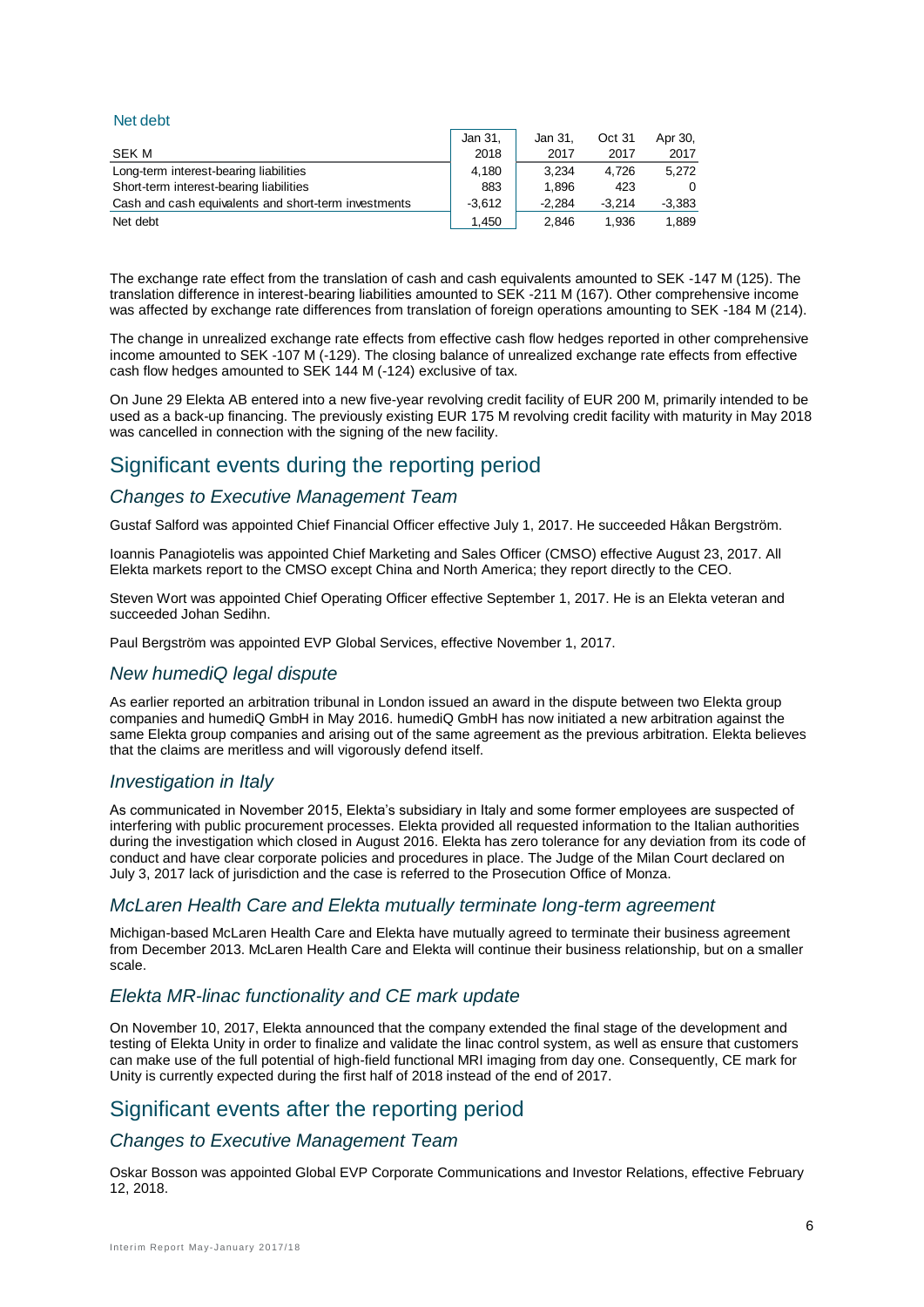Net debt

| SEK M | Jan 31, 2018 | Jan 31, 2017 | Oct 31 2017 | Apr 30, 2017 |
|---|---|---|---|---|
| Long-term interest-bearing liabilities | 4,180 | 3,234 | 4,726 | 5,272 |
| Short-term interest-bearing liabilities | 883 | 1,896 | 423 | 0 |
| Cash and cash equivalents and short-term investments | -3,612 | -2,284 | -3,214 | -3,383 |
| Net debt | 1,450 | 2,846 | 1,936 | 1,889 |

The exchange rate effect from the translation of cash and cash equivalents amounted to SEK -147 M (125). The translation difference in interest-bearing liabilities amounted to SEK -211 M (167). Other comprehensive income was affected by exchange rate differences from translation of foreign operations amounting to SEK -184 M (214).

The change in unrealized exchange rate effects from effective cash flow hedges reported in other comprehensive income amounted to SEK -107 M (-129). The closing balance of unrealized exchange rate effects from effective cash flow hedges amounted to SEK 144 M (-124) exclusive of tax.

On June 29 Elekta AB entered into a new five-year revolving credit facility of EUR 200 M, primarily intended to be used as a back-up financing. The previously existing EUR 175 M revolving credit facility with maturity in May 2018 was cancelled in connection with the signing of the new facility.

# Significant events during the reporting period

## *Changes to Executive Management Team*

Gustaf Salford was appointed Chief Financial Officer effective July 1, 2017. He succeeded Håkan Bergström.

Ioannis Panagiotelis was appointed Chief Marketing and Sales Officer (CMSO) effective August 23, 2017. All Elekta markets report to the CMSO except China and North America; they report directly to the CEO.

Steven Wort was appointed Chief Operating Officer effective September 1, 2017. He is an Elekta veteran and succeeded Johan Sedihn.

Paul Bergström was appointed EVP Global Services, effective November 1, 2017.

## *New humediQ legal dispute*

As earlier reported an arbitration tribunal in London issued an award in the dispute between two Elekta group companies and humediQ GmbH in May 2016. humediQ GmbH has now initiated a new arbitration against the same Elekta group companies and arising out of the same agreement as the previous arbitration. Elekta believes that the claims are meritless and will vigorously defend itself.

## *Investigation in Italy*

As communicated in November 2015, Elekta's subsidiary in Italy and some former employees are suspected of interfering with public procurement processes. Elekta provided all requested information to the Italian authorities during the investigation which closed in August 2016. Elekta has zero tolerance for any deviation from its code of conduct and have clear corporate policies and procedures in place. The Judge of the Milan Court declared on July 3, 2017 lack of jurisdiction and the case is referred to the Prosecution Office of Monza.

## *McLaren Health Care and Elekta mutually terminate long-term agreement*

Michigan-based McLaren Health Care and Elekta have mutually agreed to terminate their business agreement from December 2013. McLaren Health Care and Elekta will continue their business relationship, but on a smaller scale.

## *Elekta MR-linac functionality and CE mark update*

On November 10, 2017, Elekta announced that the company extended the final stage of the development and testing of Elekta Unity in order to finalize and validate the linac control system, as well as ensure that customers can make use of the full potential of high-field functional MRI imaging from day one. Consequently, CE mark for Unity is currently expected during the first half of 2018 instead of the end of 2017.

# Significant events after the reporting period

## *Changes to Executive Management Team*

Oskar Bosson was appointed Global EVP Corporate Communications and Investor Relations, effective February 12, 2018.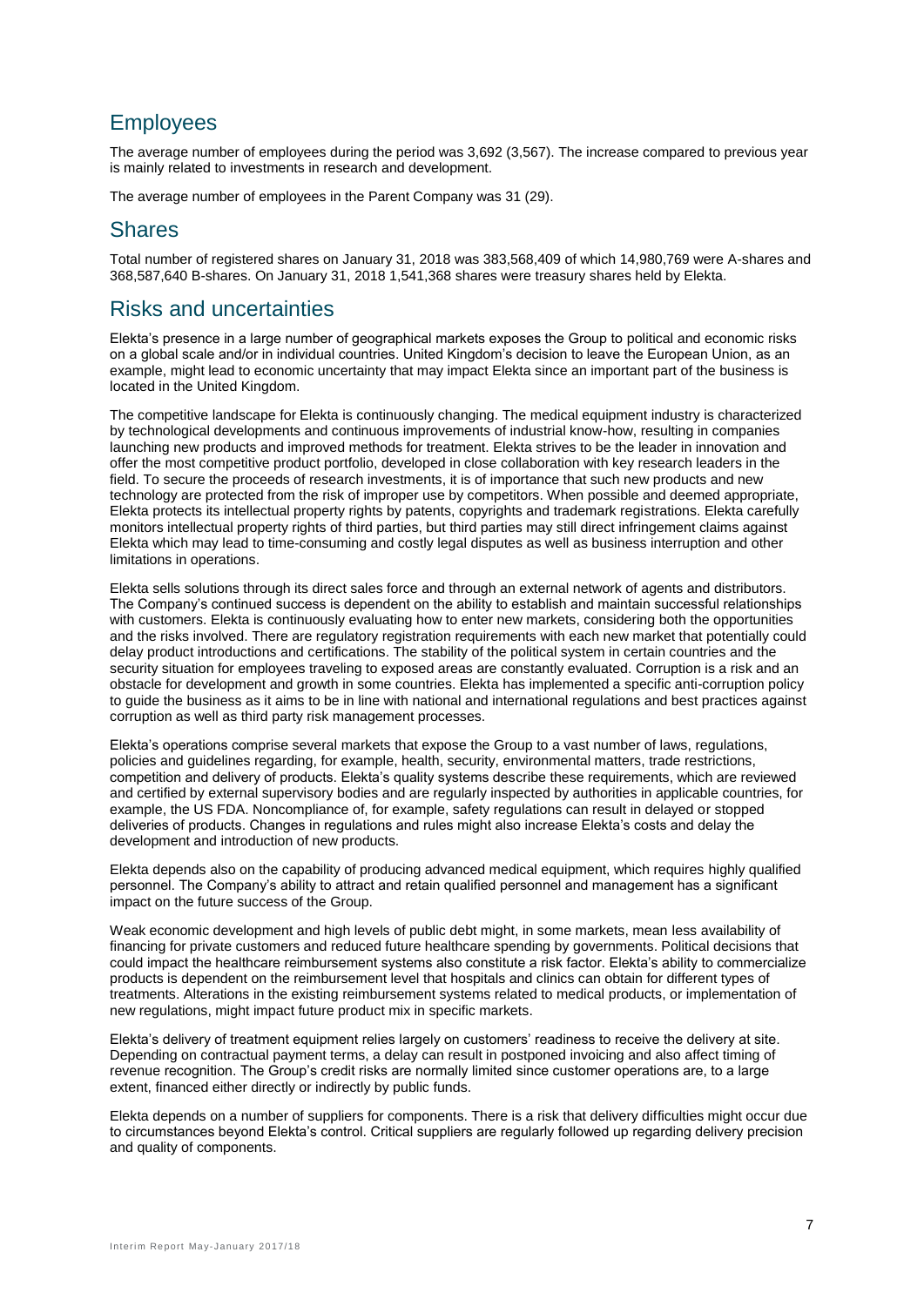## Employees

The average number of employees during the period was 3,692 (3,567). The increase compared to previous year is mainly related to investments in research and development.

The average number of employees in the Parent Company was 31 (29).

## Shares

Total number of registered shares on January 31, 2018 was 383,568,409 of which 14,980,769 were A-shares and 368,587,640 B-shares. On January 31, 2018 1,541,368 shares were treasury shares held by Elekta.

## Risks and uncertainties

Elekta's presence in a large number of geographical markets exposes the Group to political and economic risks on a global scale and/or in individual countries. United Kingdom's decision to leave the European Union, as an example, might lead to economic uncertainty that may impact Elekta since an important part of the business is located in the United Kingdom.

The competitive landscape for Elekta is continuously changing. The medical equipment industry is characterized by technological developments and continuous improvements of industrial know-how, resulting in companies launching new products and improved methods for treatment. Elekta strives to be the leader in innovation and offer the most competitive product portfolio, developed in close collaboration with key research leaders in the field. To secure the proceeds of research investments, it is of importance that such new products and new technology are protected from the risk of improper use by competitors. When possible and deemed appropriate, Elekta protects its intellectual property rights by patents, copyrights and trademark registrations. Elekta carefully monitors intellectual property rights of third parties, but third parties may still direct infringement claims against Elekta which may lead to time-consuming and costly legal disputes as well as business interruption and other limitations in operations.

Elekta sells solutions through its direct sales force and through an external network of agents and distributors. The Company's continued success is dependent on the ability to establish and maintain successful relationships with customers. Elekta is continuously evaluating how to enter new markets, considering both the opportunities and the risks involved. There are regulatory registration requirements with each new market that potentially could delay product introductions and certifications. The stability of the political system in certain countries and the security situation for employees traveling to exposed areas are constantly evaluated. Corruption is a risk and an obstacle for development and growth in some countries. Elekta has implemented a specific anti-corruption policy to guide the business as it aims to be in line with national and international regulations and best practices against corruption as well as third party risk management processes.

Elekta's operations comprise several markets that expose the Group to a vast number of laws, regulations, policies and guidelines regarding, for example, health, security, environmental matters, trade restrictions, competition and delivery of products. Elekta's quality systems describe these requirements, which are reviewed and certified by external supervisory bodies and are regularly inspected by authorities in applicable countries, for example, the US FDA. Noncompliance of, for example, safety regulations can result in delayed or stopped deliveries of products. Changes in regulations and rules might also increase Elekta's costs and delay the development and introduction of new products.

Elekta depends also on the capability of producing advanced medical equipment, which requires highly qualified personnel. The Company's ability to attract and retain qualified personnel and management has a significant impact on the future success of the Group.

Weak economic development and high levels of public debt might, in some markets, mean less availability of financing for private customers and reduced future healthcare spending by governments. Political decisions that could impact the healthcare reimbursement systems also constitute a risk factor. Elekta's ability to commercialize products is dependent on the reimbursement level that hospitals and clinics can obtain for different types of treatments. Alterations in the existing reimbursement systems related to medical products, or implementation of new regulations, might impact future product mix in specific markets.

Elekta's delivery of treatment equipment relies largely on customers' readiness to receive the delivery at site. Depending on contractual payment terms, a delay can result in postponed invoicing and also affect timing of revenue recognition. The Group's credit risks are normally limited since customer operations are, to a large extent, financed either directly or indirectly by public funds.

Elekta depends on a number of suppliers for components. There is a risk that delivery difficulties might occur due to circumstances beyond Elekta's control. Critical suppliers are regularly followed up regarding delivery precision and quality of components.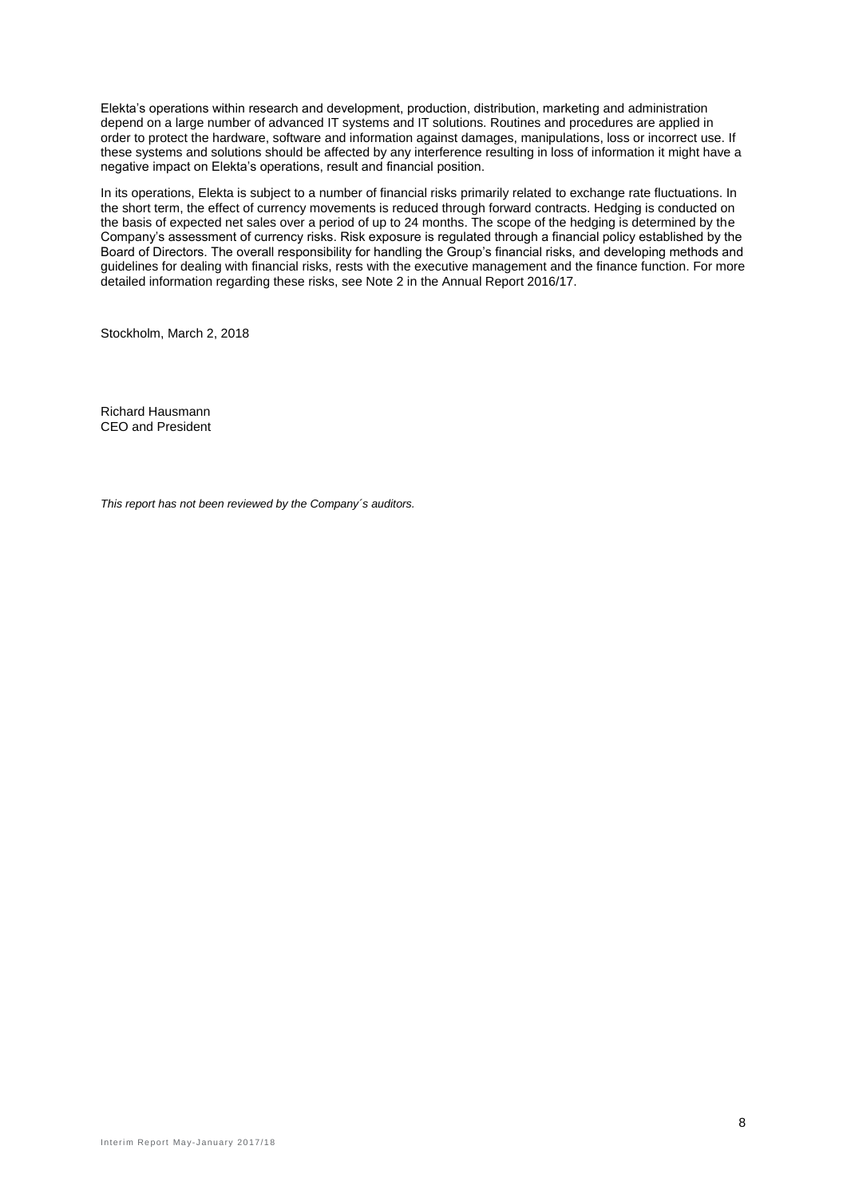Elekta's operations within research and development, production, distribution, marketing and administration depend on a large number of advanced IT systems and IT solutions. Routines and procedures are applied in order to protect the hardware, software and information against damages, manipulations, loss or incorrect use. If these systems and solutions should be affected by any interference resulting in loss of information it might have a negative impact on Elekta's operations, result and financial position.

In its operations, Elekta is subject to a number of financial risks primarily related to exchange rate fluctuations. In the short term, the effect of currency movements is reduced through forward contracts. Hedging is conducted on the basis of expected net sales over a period of up to 24 months. The scope of the hedging is determined by the Company's assessment of currency risks. Risk exposure is regulated through a financial policy established by the Board of Directors. The overall responsibility for handling the Group's financial risks, and developing methods and guidelines for dealing with financial risks, rests with the executive management and the finance function. For more detailed information regarding these risks, see Note 2 in the Annual Report 2016/17.

Stockholm, March 2, 2018

Richard Hausmann
CEO and President

*This report has not been reviewed by the Company´s auditors.*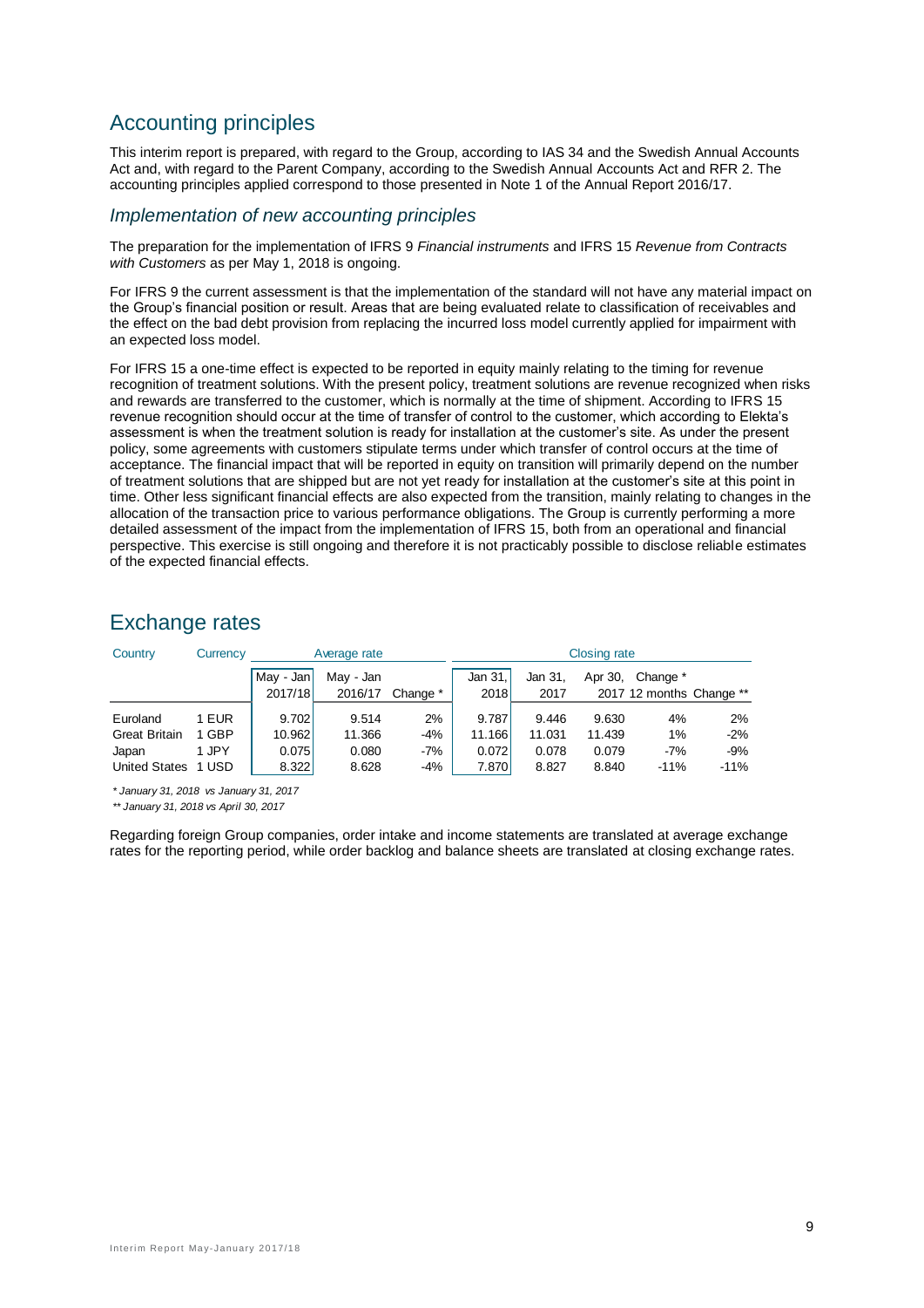## Accounting principles

This interim report is prepared, with regard to the Group, according to IAS 34 and the Swedish Annual Accounts Act and, with regard to the Parent Company, according to the Swedish Annual Accounts Act and RFR 2. The accounting principles applied correspond to those presented in Note 1 of the Annual Report 2016/17.

### *Implementation of new accounting principles*

The preparation for the implementation of IFRS 9 *Financial instruments* and IFRS 15 *Revenue from Contracts with Customers* as per May 1, 2018 is ongoing.

For IFRS 9 the current assessment is that the implementation of the standard will not have any material impact on the Group's financial position or result. Areas that are being evaluated relate to classification of receivables and the effect on the bad debt provision from replacing the incurred loss model currently applied for impairment with an expected loss model.

For IFRS 15 a one-time effect is expected to be reported in equity mainly relating to the timing for revenue recognition of treatment solutions. With the present policy, treatment solutions are revenue recognized when risks and rewards are transferred to the customer, which is normally at the time of shipment. According to IFRS 15 revenue recognition should occur at the time of transfer of control to the customer, which according to Elekta's assessment is when the treatment solution is ready for installation at the customer's site. As under the present policy, some agreements with customers stipulate terms under which transfer of control occurs at the time of acceptance. The financial impact that will be reported in equity on transition will primarily depend on the number of treatment solutions that are shipped but are not yet ready for installation at the customer's site at this point in time. Other less significant financial effects are also expected from the transition, mainly relating to changes in the allocation of the transaction price to various performance obligations. The Group is currently performing a more detailed assessment of the impact from the implementation of IFRS 15, both from an operational and financial perspective. This exercise is still ongoing and therefore it is not practicably possible to disclose reliable estimates of the expected financial effects.

## Exchange rates

| Country | Currency | Average rate | | | Closing rate | | | | |
|---|---|---|---|---|---|---|---|---|---|
| | | May - Jan 2017/18 | May - Jan 2016/17 | Change * | Jan 31, 2018 | Jan 31, 2017 | Apr 30, 2017 | Change * 12 months | Change ** |
| Euroland | 1 EUR | 9.702 | 9.514 | 2% | 9.787 | 9.446 | 9.630 | 4% | 2% |
| Great Britain | 1 GBP | 10.962 | 11.366 | -4% | 11.166 | 11.031 | 11.439 | 1% | -2% |
| Japan | 1 JPY | 0.075 | 0.080 | -7% | 0.072 | 0.078 | 0.079 | -7% | -9% |
| United States | 1 USD | 8.322 | 8.628 | -4% | 7.870 | 8.827 | 8.840 | -11% | -11% |

*\* January 31, 2018 vs January 31, 2017*

*\*\* January 31, 2018 vs April 30, 2017*

Regarding foreign Group companies, order intake and income statements are translated at average exchange rates for the reporting period, while order backlog and balance sheets are translated at closing exchange rates.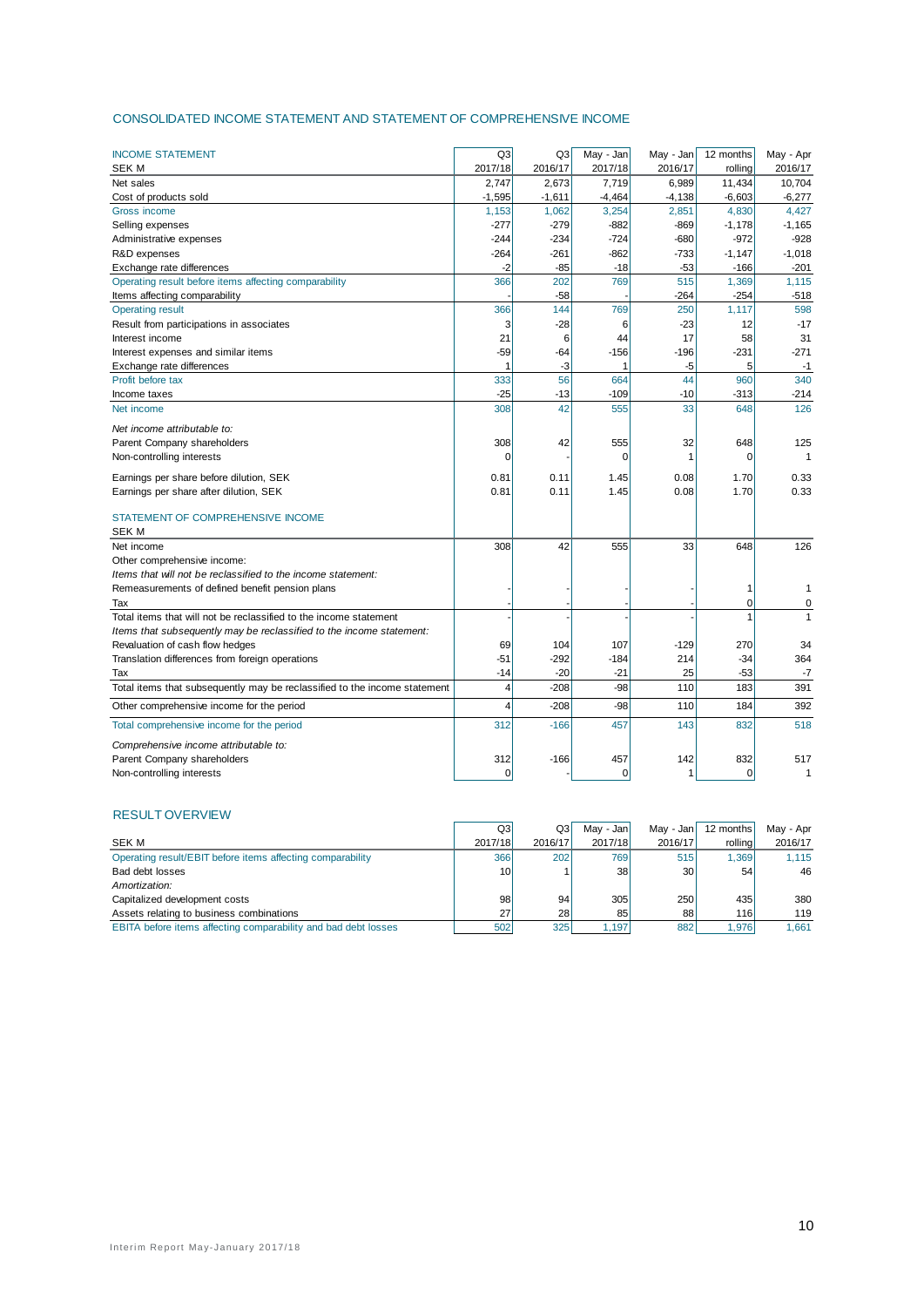## CONSOLIDATED INCOME STATEMENT AND STATEMENT OF COMPREHENSIVE INCOME

| INCOME STATEMENT<br>SEK M | Q3<br>2017/18 | Q3<br>2016/17 | May - Jan<br>2017/18 | May - Jan<br>2016/17 | 12 months<br>rolling | May - Apr<br>2016/17 |
|---|---|---|---|---|---|---|
| Net sales | 2,747 | 2,673 | 7,719 | 6,989 | 11,434 | 10,704 |
| Cost of products sold | -1,595 | -1,611 | -4,464 | -4,138 | -6,603 | -6,277 |
| Gross income | 1,153 | 1,062 | 3,254 | 2,851 | 4,830 | 4,427 |
| Selling expenses | -277 | -279 | -882 | -869 | -1,178 | -1,165 |
| Administrative expenses | -244 | -234 | -724 | -680 | -972 | -928 |
| R&D expenses | -264 | -261 | -862 | -733 | -1,147 | -1,018 |
| Exchange rate differences | -2 | -85 | -18 | -53 | -166 | -201 |
| Operating result before items affecting comparability | 366 | 202 | 769 | 515 | 1,369 | 1,115 |
| Items affecting comparability | - | -58 | - | -264 | -254 | -518 |
| Operating result | 366 | 144 | 769 | 250 | 1,117 | 598 |
| Result from participations in associates | 3 | -28 | 6 | -23 | 12 | -17 |
| Interest income | 21 | 6 | 44 | 17 | 58 | 31 |
| Interest expenses and similar items | -59 | -64 | -156 | -196 | -231 | -271 |
| Exchange rate differences | 1 | -3 | 1 | -5 | 5 | -1 |
| Profit before tax | 333 | 56 | 664 | 44 | 960 | 340 |
| Income taxes | -25 | -13 | -109 | -10 | -313 | -214 |
| Net income | 308 | 42 | 555 | 33 | 648 | 126 |
| *Net income attributable to:* | | | | | | |
| Parent Company shareholders | 308 | 42 | 555 | 32 | 648 | 125 |
| Non-controlling interests | 0 | - | 0 | 1 | 0 | 1 |
| Earnings per share before dilution, SEK | 0.81 | 0.11 | 1.45 | 0.08 | 1.70 | 0.33 |
| Earnings per share after dilution, SEK | 0.81 | 0.11 | 1.45 | 0.08 | 1.70 | 0.33 |

| STATEMENT OF COMPREHENSIVE INCOME<br>SEK M | Q3<br>2017/18 | Q3<br>2016/17 | May - Jan<br>2017/18 | May - Jan<br>2016/17 | 12 months<br>rolling | May - Apr<br>2016/17 |
|---|---|---|---|---|---|---|
| Net income | 308 | 42 | 555 | 33 | 648 | 126 |
| Other comprehensive income: | | | | | | |
| *Items that will not be reclassified to the income statement:* | | | | | | |
| Remeasurements of defined benefit pension plans | - | - | - | - | 1 | 1 |
| Tax | - | - | - | - | 0 | 0 |
| Total items that will not be reclassified to the income statement | - | - | - | - | 1 | 1 |
| *Items that subsequently may be reclassified to the income statement:* | | | | | | |
| Revaluation of cash flow hedges | 69 | 104 | 107 | -129 | 270 | 34 |
| Translation differences from foreign operations | -51 | -292 | -184 | 214 | -34 | 364 |
| Tax | -14 | -20 | -21 | 25 | -53 | -7 |
| Total items that subsequently may be reclassified to the income statement | 4 | -208 | -98 | 110 | 183 | 391 |
| Other comprehensive income for the period | 4 | -208 | -98 | 110 | 184 | 392 |
| Total comprehensive income for the period | 312 | -166 | 457 | 143 | 832 | 518 |
| *Comprehensive income attributable to:* | | | | | | |
| Parent Company shareholders | 312 | -166 | 457 | 142 | 832 | 517 |
| Non-controlling interests | 0 | - | 0 | 1 | 0 | 1 |

## RESULT OVERVIEW

| SEK M | Q3<br>2017/18 | Q3<br>2016/17 | May - Jan<br>2017/18 | May - Jan<br>2016/17 | 12 months<br>rolling | May - Apr<br>2016/17 |
|---|---|---|---|---|---|---|
| Operating result/EBIT before items affecting comparability | 366 | 202 | 769 | 515 | 1,369 | 1,115 |
| Bad debt losses | 10 | 1 | 38 | 30 | 54 | 46 |
| *Amortization:* | | | | | | |
| Capitalized development costs | 98 | 94 | 305 | 250 | 435 | 380 |
| Assets relating to business combinations | 27 | 28 | 85 | 88 | 116 | 119 |
| EBITA before items affecting comparability and bad debt losses | 502 | 325 | 1,197 | 882 | 1,976 | 1,661 |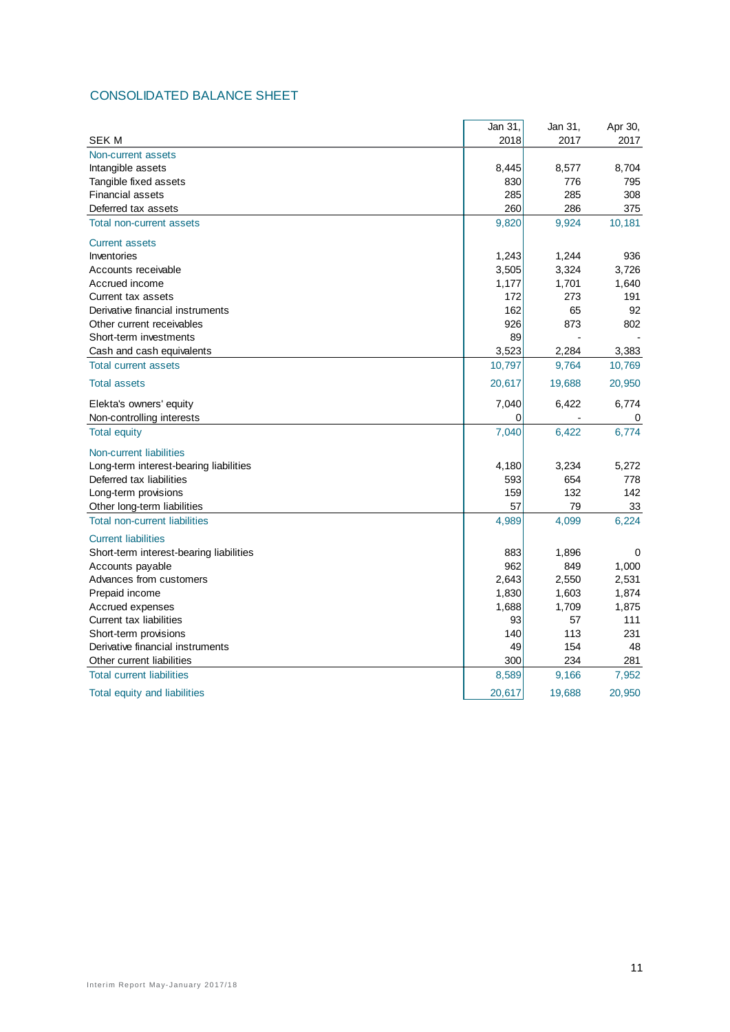## CONSOLIDATED BALANCE SHEET

| SEK M | Jan 31, 2018 | Jan 31, 2017 | Apr 30, 2017 |
|---|---|---|---|
| **Non-current assets** | | | |
| Intangible assets | 8,445 | 8,577 | 8,704 |
| Tangible fixed assets | 830 | 776 | 795 |
| Financial assets | 285 | 285 | 308 |
| Deferred tax assets | 260 | 286 | 375 |
| **Total non-current assets** | 9,820 | 9,924 | 10,181 |
| **Current assets** | | | |
| Inventories | 1,243 | 1,244 | 936 |
| Accounts receivable | 3,505 | 3,324 | 3,726 |
| Accrued income | 1,177 | 1,701 | 1,640 |
| Current tax assets | 172 | 273 | 191 |
| Derivative financial instruments | 162 | 65 | 92 |
| Other current receivables | 926 | 873 | 802 |
| Short-term investments | 89 | - | - |
| Cash and cash equivalents | 3,523 | 2,284 | 3,383 |
| **Total current assets** | 10,797 | 9,764 | 10,769 |
| **Total assets** | 20,617 | 19,688 | 20,950 |
| Elekta's owners' equity | 7,040 | 6,422 | 6,774 |
| Non-controlling interests | 0 | - | 0 |
| **Total equity** | 7,040 | 6,422 | 6,774 |
| **Non-current liabilities** | | | |
| Long-term interest-bearing liabilities | 4,180 | 3,234 | 5,272 |
| Deferred tax liabilities | 593 | 654 | 778 |
| Long-term provisions | 159 | 132 | 142 |
| Other long-term liabilities | 57 | 79 | 33 |
| **Total non-current liabilities** | 4,989 | 4,099 | 6,224 |
| **Current liabilities** | | | |
| Short-term interest-bearing liabilities | 883 | 1,896 | 0 |
| Accounts payable | 962 | 849 | 1,000 |
| Advances from customers | 2,643 | 2,550 | 2,531 |
| Prepaid income | 1,830 | 1,603 | 1,874 |
| Accrued expenses | 1,688 | 1,709 | 1,875 |
| Current tax liabilities | 93 | 57 | 111 |
| Short-term provisions | 140 | 113 | 231 |
| Derivative financial instruments | 49 | 154 | 48 |
| Other current liabilities | 300 | 234 | 281 |
| **Total current liabilities** | 8,589 | 9,166 | 7,952 |
| **Total equity and liabilities** | 20,617 | 19,688 | 20,950 |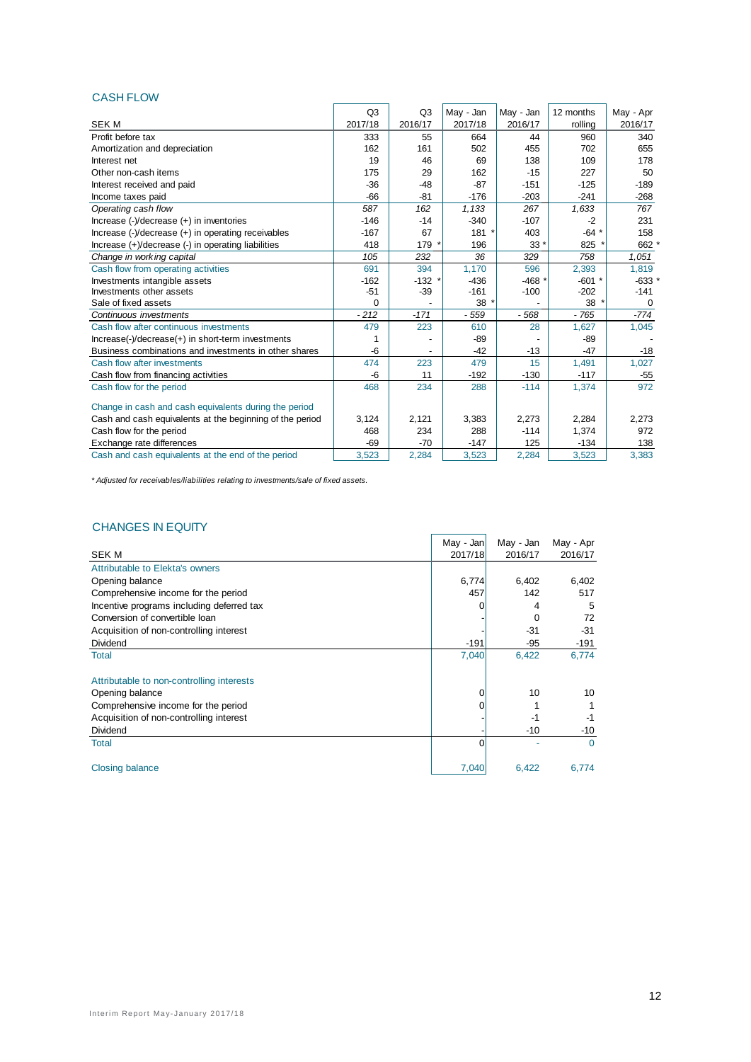## CASH FLOW

| SEK M | Q3 2017/18 | Q3 2016/17 | May - Jan 2017/18 | May - Jan 2016/17 | 12 months rolling | May - Apr 2016/17 |
|---|---|---|---|---|---|---|
| Profit before tax | 333 | 55 | 664 | 44 | 960 | 340 |
| Amortization and depreciation | 162 | 161 | 502 | 455 | 702 | 655 |
| Interest net | 19 | 46 | 69 | 138 | 109 | 178 |
| Other non-cash items | 175 | 29 | 162 | -15 | 227 | 50 |
| Interest received and paid | -36 | -48 | -87 | -151 | -125 | -189 |
| Income taxes paid | -66 | -81 | -176 | -203 | -241 | -268 |
| *Operating cash flow* | *587* | *162* | *1,133* | *267* | *1,633* | *767* |
| Increase (-)/decrease (+) in inventories | -146 | -14 | -340 | -107 | -2 | 231 |
| Increase (-)/decrease (+) in operating receivables | -167 | 67 | 181 * | 403 | -64 * | 158 |
| Increase (+)/decrease (-) in operating liabilities | 418 | 179 * | 196 | 33 * | 825 * | 662 * |
| *Change in working capital* | *105* | *232* | *36* | *329* | *758* | *1,051* |
| Cash flow from operating activities | 691 | 394 | 1,170 | 596 | 2,393 | 1,819 |
| Investments intangible assets | -162 | -132 * | -436 | -468 * | -601 * | -633 * |
| Investments other assets | -51 | -39 | -161 | -100 | -202 | -141 |
| Sale of fixed assets | 0 | - | 38 * | - | 38 * | 0 |
| *Continuous investments* | *- 212* | *-171* | *- 559* | *- 568* | *- 765* | *-774* |
| Cash flow after continuous investments | 479 | 223 | 610 | 28 | 1,627 | 1,045 |
| Increase(-)/decrease(+) in short-term investments | 1 | - | -89 | - | -89 | - |
| Business combinations and investments in other shares | -6 | - | -42 | -13 | -47 | -18 |
| Cash flow after investments | 474 | 223 | 479 | 15 | 1,491 | 1,027 |
| Cash flow from financing activities | -6 | 11 | -192 | -130 | -117 | -55 |
| Cash flow for the period | 468 | 234 | 288 | -114 | 1,374 | 972 |
| | | | | | | |
| Change in cash and cash equivalents during the period | | | | | | |
| Cash and cash equivalents at the beginning of the period | 3,124 | 2,121 | 3,383 | 2,273 | 2,284 | 2,273 |
| Cash flow for the period | 468 | 234 | 288 | -114 | 1,374 | 972 |
| Exchange rate differences | -69 | -70 | -147 | 125 | -134 | 138 |
| Cash and cash equivalents at the end of the period | 3,523 | 2,284 | 3,523 | 2,284 | 3,523 | 3,383 |

*\* Adjusted for receivables/liabilities relating to investments/sale of fixed assets.*

## CHANGES IN EQUITY

| SEK M | May - Jan 2017/18 | May - Jan 2016/17 | May - Apr 2016/17 |
|---|---|---|---|
| Attributable to Elekta's owners | | | |
| Opening balance | 6,774 | 6,402 | 6,402 |
| Comprehensive income for the period | 457 | 142 | 517 |
| Incentive programs including deferred tax | 0 | 4 | 5 |
| Conversion of convertible loan | - | 0 | 72 |
| Acquisition of non-controlling interest | - | -31 | -31 |
| Dividend | -191 | -95 | -191 |
| Total | 7,040 | 6,422 | 6,774 |
| | | | |
| Attributable to non-controlling interests | | | |
| Opening balance | 0 | 10 | 10 |
| Comprehensive income for the period | 0 | 1 | 1 |
| Acquisition of non-controlling interest | - | -1 | -1 |
| Dividend | - | -10 | -10 |
| Total | 0 | - | 0 |
| | | | |
| Closing balance | 7,040 | 6,422 | 6,774 |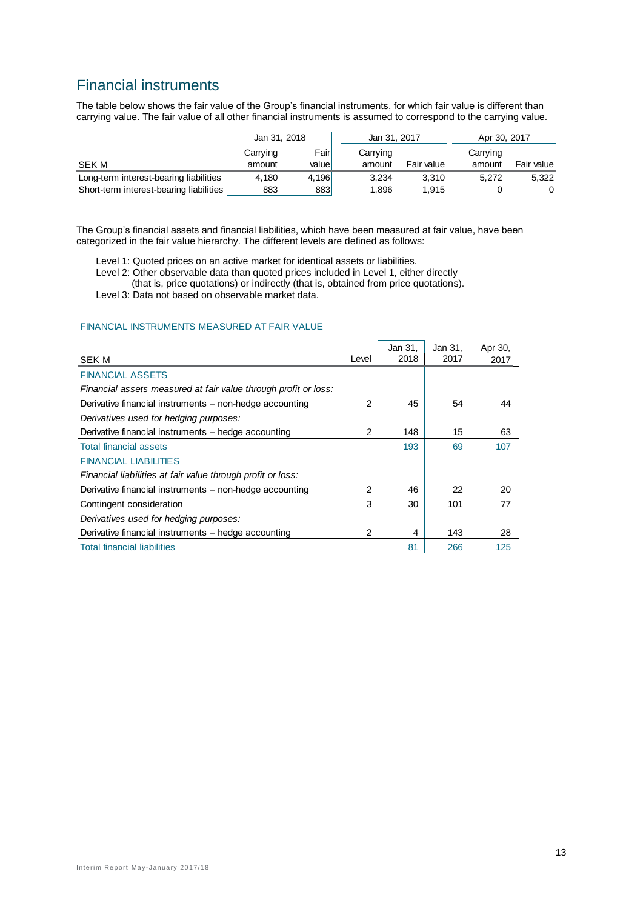## Financial instruments

The table below shows the fair value of the Group's financial instruments, for which fair value is different than carrying value. The fair value of all other financial instruments is assumed to correspond to the carrying value.

| | Jan 31, 2018 | | Jan 31, 2017 | | Apr 30, 2017 | |
|---|---|---|---|---|---|---|
| SEK M | Carrying amount | Fair value | Carrying amount | Fair value | Carrying amount | Fair value |
| Long-term interest-bearing liabilities | 4,180 | 4,196 | 3,234 | 3,310 | 5,272 | 5,322 |
| Short-term interest-bearing liabilities | 883 | 883 | 1,896 | 1,915 | 0 | 0 |

The Group's financial assets and financial liabilities, which have been measured at fair value, have been categorized in the fair value hierarchy. The different levels are defined as follows:

Level 1: Quoted prices on an active market for identical assets or liabilities.
Level 2: Other observable data than quoted prices included in Level 1, either directly (that is, price quotations) or indirectly (that is, obtained from price quotations).
Level 3: Data not based on observable market data.

### FINANCIAL INSTRUMENTS MEASURED AT FAIR VALUE

| SEK M | Level | Jan 31, 2018 | Jan 31, 2017 | Apr 30, 2017 |
|---|---|---|---|---|
| FINANCIAL ASSETS | | | | |
| *Financial assets measured at fair value through profit or loss:* | | | | |
| Derivative financial instruments – non-hedge accounting | 2 | 45 | 54 | 44 |
| *Derivatives used for hedging purposes:* | | | | |
| Derivative financial instruments – hedge accounting | 2 | 148 | 15 | 63 |
| Total financial assets | | 193 | 69 | 107 |
| FINANCIAL LIABILITIES | | | | |
| *Financial liabilities at fair value through profit or loss:* | | | | |
| Derivative financial instruments – non-hedge accounting | 2 | 46 | 22 | 20 |
| Contingent consideration | 3 | 30 | 101 | 77 |
| *Derivatives used for hedging purposes:* | | | | |
| Derivative financial instruments – hedge accounting | 2 | 4 | 143 | 28 |
| Total financial liabilities | | 81 | 266 | 125 |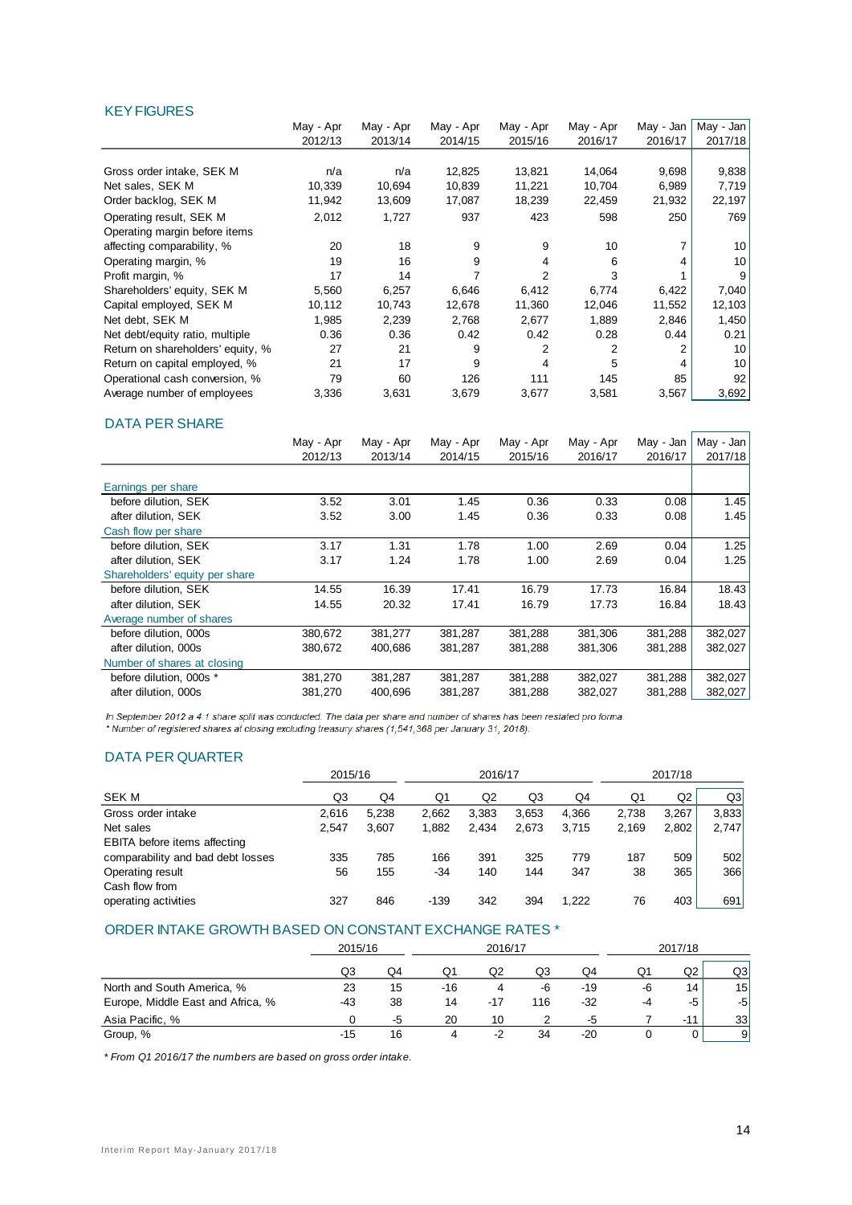## KEY FIGURES

| | May - Apr 2012/13 | May - Apr 2013/14 | May - Apr 2014/15 | May - Apr 2015/16 | May - Apr 2016/17 | May - Jan 2016/17 | May - Jan 2017/18 |
|---|---|---|---|---|---|---|---|
| Gross order intake, SEK M | n/a | n/a | 12,825 | 13,821 | 14,064 | 9,698 | 9,838 |
| Net sales, SEK M | 10,339 | 10,694 | 10,839 | 11,221 | 10,704 | 6,989 | 7,719 |
| Order backlog, SEK M | 11,942 | 13,609 | 17,087 | 18,239 | 22,459 | 21,932 | 22,197 |
| Operating result, SEK M | 2,012 | 1,727 | 937 | 423 | 598 | 250 | 769 |
| Operating margin before items affecting comparability, % | 20 | 18 | 9 | 9 | 10 | 7 | 10 |
| Operating margin, % | 19 | 16 | 9 | 4 | 6 | 4 | 10 |
| Profit margin, % | 17 | 14 | 7 | 2 | 3 | 1 | 9 |
| Shareholders' equity, SEK M | 5,560 | 6,257 | 6,646 | 6,412 | 6,774 | 6,422 | 7,040 |
| Capital employed, SEK M | 10,112 | 10,743 | 12,678 | 11,360 | 12,046 | 11,552 | 12,103 |
| Net debt, SEK M | 1,985 | 2,239 | 2,768 | 2,677 | 1,889 | 2,846 | 1,450 |
| Net debt/equity ratio, multiple | 0.36 | 0.36 | 0.42 | 0.42 | 0.28 | 0.44 | 0.21 |
| Return on shareholders' equity, % | 27 | 21 | 9 | 2 | 2 | 2 | 10 |
| Return on capital employed, % | 21 | 17 | 9 | 4 | 5 | 4 | 10 |
| Operational cash conversion, % | 79 | 60 | 126 | 111 | 145 | 85 | 92 |
| Average number of employees | 3,336 | 3,631 | 3,679 | 3,677 | 3,581 | 3,567 | 3,692 |

## DATA PER SHARE

| | May - Apr 2012/13 | May - Apr 2013/14 | May - Apr 2014/15 | May - Apr 2015/16 | May - Apr 2016/17 | May - Jan 2016/17 | May - Jan 2017/18 |
|---|---|---|---|---|---|---|---|
| **Earnings per share** | | | | | | | |
| before dilution, SEK | 3.52 | 3.01 | 1.45 | 0.36 | 0.33 | 0.08 | 1.45 |
| after dilution, SEK | 3.52 | 3.00 | 1.45 | 0.36 | 0.33 | 0.08 | 1.45 |
| **Cash flow per share** | | | | | | | |
| before dilution, SEK | 3.17 | 1.31 | 1.78 | 1.00 | 2.69 | 0.04 | 1.25 |
| after dilution, SEK | 3.17 | 1.24 | 1.78 | 1.00 | 2.69 | 0.04 | 1.25 |
| **Shareholders' equity per share** | | | | | | | |
| before dilution, SEK | 14.55 | 16.39 | 17.41 | 16.79 | 17.73 | 16.84 | 18.43 |
| after dilution, SEK | 14.55 | 20.32 | 17.41 | 16.79 | 17.73 | 16.84 | 18.43 |
| **Average number of shares** | | | | | | | |
| before dilution, 000s | 380,672 | 381,277 | 381,287 | 381,288 | 381,306 | 381,288 | 382,027 |
| after dilution, 000s | 380,672 | 400,686 | 381,287 | 381,288 | 381,306 | 381,288 | 382,027 |
| **Number of shares at closing** | | | | | | | |
| before dilution, 000s * | 381,270 | 381,287 | 381,287 | 381,288 | 382,027 | 381,288 | 382,027 |
| after dilution, 000s | 381,270 | 400,696 | 381,287 | 381,288 | 382,027 | 381,288 | 382,027 |

*In September 2012 a 4:1 share split was conducted. The data per share and number of shares has been restated pro forma.*
*\* Number of registered shares at closing excluding treasury shares (1,541,368 per January 31, 2018).*

## DATA PER QUARTER

| | 2015/16 | | 2016/17 | | | | 2017/18 | | |
|---|---|---|---|---|---|---|---|---|---|
| SEK M | Q3 | Q4 | Q1 | Q2 | Q3 | Q4 | Q1 | Q2 | Q3 |
| Gross order intake | 2,616 | 5,238 | 2,662 | 3,383 | 3,653 | 4,366 | 2,738 | 3,267 | 3,833 |
| Net sales | 2,547 | 3,607 | 1,882 | 2,434 | 2,673 | 3,715 | 2,169 | 2,802 | 2,747 |
| EBITA before items affecting comparability and bad debt losses | 335 | 785 | 166 | 391 | 325 | 779 | 187 | 509 | 502 |
| Operating result | 56 | 155 | -34 | 140 | 144 | 347 | 38 | 365 | 366 |
| Cash flow from operating activities | 327 | 846 | -139 | 342 | 394 | 1,222 | 76 | 403 | 691 |

## ORDER INTAKE GROWTH BASED ON CONSTANT EXCHANGE RATES *

| | 2015/16 | | 2016/17 | | | | 2017/18 | | |
|---|---|---|---|---|---|---|---|---|---|
| | Q3 | Q4 | Q1 | Q2 | Q3 | Q4 | Q1 | Q2 | Q3 |
| North and South America, % | 23 | 15 | -16 | 4 | -6 | -19 | -6 | 14 | 15 |
| Europe, Middle East and Africa, % | -43 | 38 | 14 | -17 | 116 | -32 | -4 | -5 | -5 |
| Asia Pacific, % | 0 | -5 | 20 | 10 | 2 | -5 | 7 | -11 | 33 |
| Group, % | -15 | 16 | 4 | -2 | 34 | -20 | 0 | 0 | 9 |

*\* From Q1 2016/17 the numbers are based on gross order intake.*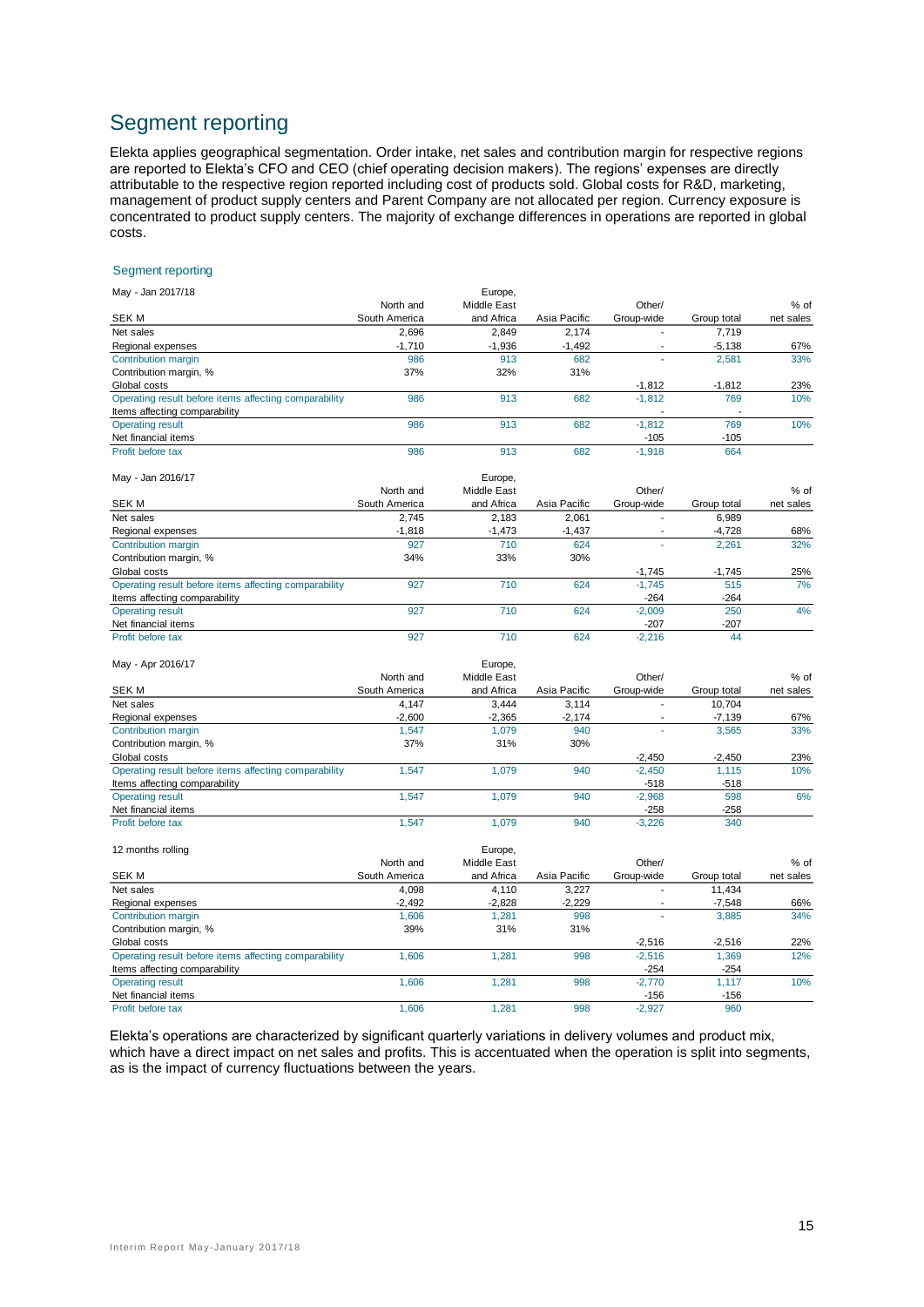# Segment reporting

Elekta applies geographical segmentation. Order intake, net sales and contribution margin for respective regions are reported to Elekta's CFO and CEO (chief operating decision makers). The regions' expenses are directly attributable to the respective region reported including cost of products sold. Global costs for R&D, marketing, management of product supply centers and Parent Company are not allocated per region. Currency exposure is concentrated to product supply centers. The majority of exchange differences in operations are reported in global costs.

## Segment reporting

| May - Jan 2017/18 SEK M | North and South America | Europe, Middle East and Africa | Asia Pacific | Other/ Group-wide | Group total | % of net sales |
|---|---|---|---|---|---|---|
| Net sales | 2,696 | 2,849 | 2,174 | - | 7,719 | |
| Regional expenses | -1,710 | -1,936 | -1,492 | - | -5,138 | 67% |
| Contribution margin | 986 | 913 | 682 | - | 2,581 | 33% |
| Contribution margin, % | 37% | 32% | 31% | | | |
| Global costs | | | | -1,812 | -1,812 | 23% |
| Operating result before items affecting comparability | 986 | 913 | 682 | -1,812 | 769 | 10% |
| Items affecting comparability | | | | - | - | |
| Operating result | 986 | 913 | 682 | -1,812 | 769 | 10% |
| Net financial items | | | | -105 | -105 | |
| Profit before tax | 986 | 913 | 682 | -1,918 | 664 | |

| May - Jan 2016/17 SEK M | North and South America | Europe, Middle East and Africa | Asia Pacific | Other/ Group-wide | Group total | % of net sales |
|---|---|---|---|---|---|---|
| Net sales | 2,745 | 2,183 | 2,061 | - | 6,989 | |
| Regional expenses | -1,818 | -1,473 | -1,437 | - | -4,728 | 68% |
| Contribution margin | 927 | 710 | 624 | - | 2,261 | 32% |
| Contribution margin, % | 34% | 33% | 30% | | | |
| Global costs | | | | -1,745 | -1,745 | 25% |
| Operating result before items affecting comparability | 927 | 710 | 624 | -1,745 | 515 | 7% |
| Items affecting comparability | | | | -264 | -264 | |
| Operating result | 927 | 710 | 624 | -2,009 | 250 | 4% |
| Net financial items | | | | -207 | -207 | |
| Profit before tax | 927 | 710 | 624 | -2,216 | 44 | |

| May - Apr 2016/17 SEK M | North and South America | Europe, Middle East and Africa | Asia Pacific | Other/ Group-wide | Group total | % of net sales |
|---|---|---|---|---|---|---|
| Net sales | 4,147 | 3,444 | 3,114 | - | 10,704 | |
| Regional expenses | -2,600 | -2,365 | -2,174 | - | -7,139 | 67% |
| Contribution margin | 1,547 | 1,079 | 940 | - | 3,565 | 33% |
| Contribution margin, % | 37% | 31% | 30% | | | |
| Global costs | | | | -2,450 | -2,450 | 23% |
| Operating result before items affecting comparability | 1,547 | 1,079 | 940 | -2,450 | 1,115 | 10% |
| Items affecting comparability | | | | -518 | -518 | |
| Operating result | 1,547 | 1,079 | 940 | -2,968 | 598 | 6% |
| Net financial items | | | | -258 | -258 | |
| Profit before tax | 1,547 | 1,079 | 940 | -3,226 | 340 | |

| 12 months rolling SEK M | North and South America | Europe, Middle East and Africa | Asia Pacific | Other/ Group-wide | Group total | % of net sales |
|---|---|---|---|---|---|---|
| Net sales | 4,098 | 4,110 | 3,227 | - | 11,434 | |
| Regional expenses | -2,492 | -2,828 | -2,229 | - | -7,548 | 66% |
| Contribution margin | 1,606 | 1,281 | 998 | - | 3,885 | 34% |
| Contribution margin, % | 39% | 31% | 31% | | | |
| Global costs | | | | -2,516 | -2,516 | 22% |
| Operating result before items affecting comparability | 1,606 | 1,281 | 998 | -2,516 | 1,369 | 12% |
| Items affecting comparability | | | | -254 | -254 | |
| Operating result | 1,606 | 1,281 | 998 | -2,770 | 1,117 | 10% |
| Net financial items | | | | -156 | -156 | |
| Profit before tax | 1,606 | 1,281 | 998 | -2,927 | 960 | |

Elekta's operations are characterized by significant quarterly variations in delivery volumes and product mix, which have a direct impact on net sales and profits. This is accentuated when the operation is split into segments, as is the impact of currency fluctuations between the years.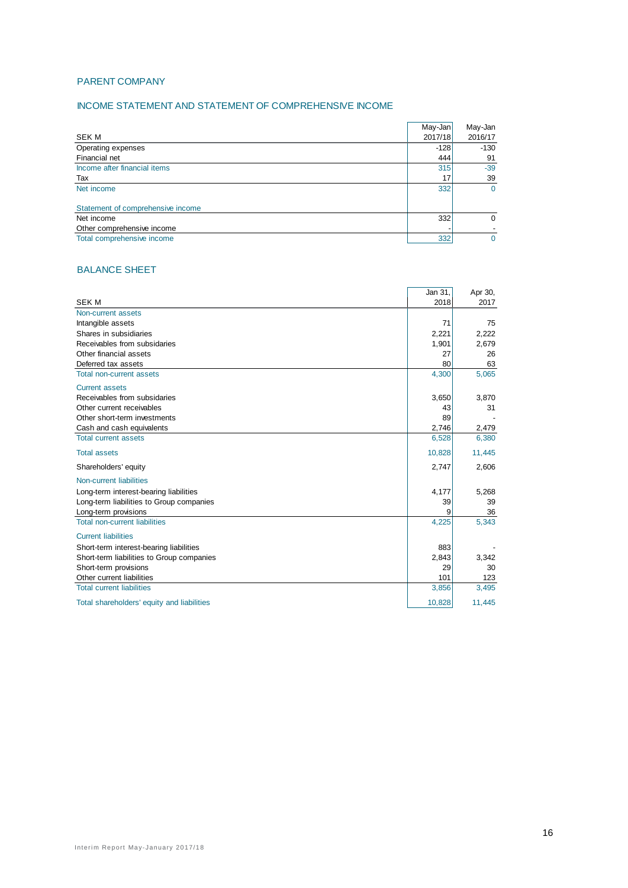# PARENT COMPANY

## INCOME STATEMENT AND STATEMENT OF COMPREHENSIVE INCOME

| SEK M | May-Jan 2017/18 | May-Jan 2016/17 |
|---|---|---|
| Operating expenses | -128 | -130 |
| Financial net | 444 | 91 |
| Income after financial items | 315 | -39 |
| Tax | 17 | 39 |
| Net income | 332 | 0 |
| | | |
| Statement of comprehensive income | | |
| Net income | 332 | 0 |
| Other comprehensive income | - | - |
| Total comprehensive income | 332 | 0 |

## BALANCE SHEET

| SEK M | Jan 31, 2018 | Apr 30, 2017 |
|---|---|---|
| Non-current assets | | |
| Intangible assets | 71 | 75 |
| Shares in subsidiaries | 2,221 | 2,222 |
| Receivables from subsidaries | 1,901 | 2,679 |
| Other financial assets | 27 | 26 |
| Deferred tax assets | 80 | 63 |
| Total non-current assets | 4,300 | 5,065 |
| Current assets | | |
| Receivables from subsidaries | 3,650 | 3,870 |
| Other current receivables | 43 | 31 |
| Other short-term investments | 89 | - |
| Cash and cash equivalents | 2,746 | 2,479 |
| Total current assets | 6,528 | 6,380 |
| Total assets | 10,828 | 11,445 |
| Shareholders' equity | 2,747 | 2,606 |
| Non-current liabilities | | |
| Long-term interest-bearing liabilities | 4,177 | 5,268 |
| Long-term liabilities to Group companies | 39 | 39 |
| Long-term provisions | 9 | 36 |
| Total non-current liabilities | 4,225 | 5,343 |
| Current liabilities | | |
| Short-term interest-bearing liabilities | 883 | - |
| Short-term liabilities to Group companies | 2,843 | 3,342 |
| Short-term provisions | 29 | 30 |
| Other current liabilities | 101 | 123 |
| Total current liabilities | 3,856 | 3,495 |
| Total shareholders' equity and liabilities | 10,828 | 11,445 |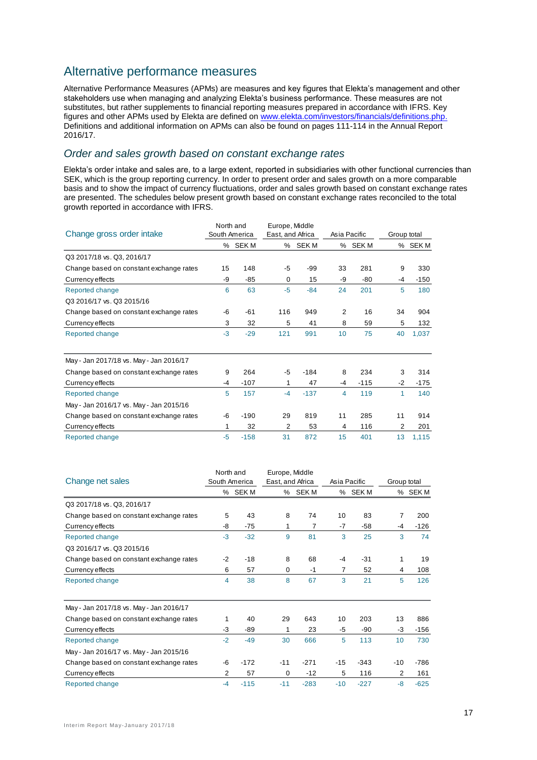# Alternative performance measures

Alternative Performance Measures (APMs) are measures and key figures that Elekta's management and other stakeholders use when managing and analyzing Elekta's business performance. These measures are not substitutes, but rather supplements to financial reporting measures prepared in accordance with IFRS. Key figures and other APMs used by Elekta are defined on www.elekta.com/investors/financials/definitions.php. Definitions and additional information on APMs can also be found on pages 111-114 in the Annual Report 2016/17.

## *Order and sales growth based on constant exchange rates*

Elekta's order intake and sales are, to a large extent, reported in subsidiaries with other functional currencies than SEK, which is the group reporting currency. In order to present order and sales growth on a more comparable basis and to show the impact of currency fluctuations, order and sales growth based on constant exchange rates are presented. The schedules below present growth based on constant exchange rates reconciled to the total growth reported in accordance with IFRS.

| Change gross order intake | North and South America | | Europe, Middle East, and Africa | | Asia Pacific | | Group total | |
|---|---|---|---|---|---|---|---|---|
| | % | SEK M | % | SEK M | % | SEK M | % | SEK M |
| Q3 2017/18 vs. Q3, 2016/17 | | | | | | | | |
| Change based on constant exchange rates | 15 | 148 | -5 | -99 | 33 | 281 | 9 | 330 |
| Currency effects | -9 | -85 | 0 | 15 | -9 | -80 | -4 | -150 |
| Reported change | 6 | 63 | -5 | -84 | 24 | 201 | 5 | 180 |
| Q3 2016/17 vs. Q3 2015/16 | | | | | | | | |
| Change based on constant exchange rates | -6 | -61 | 116 | 949 | 2 | 16 | 34 | 904 |
| Currency effects | 3 | 32 | 5 | 41 | 8 | 59 | 5 | 132 |
| Reported change | -3 | -29 | 121 | 991 | 10 | 75 | 40 | 1,037 |
| May - Jan 2017/18 vs. May - Jan 2016/17 | | | | | | | | |
| Change based on constant exchange rates | 9 | 264 | -5 | -184 | 8 | 234 | 3 | 314 |
| Currency effects | -4 | -107 | 1 | 47 | -4 | -115 | -2 | -175 |
| Reported change | 5 | 157 | -4 | -137 | 4 | 119 | 1 | 140 |
| May - Jan 2016/17 vs. May - Jan 2015/16 | | | | | | | | |
| Change based on constant exchange rates | -6 | -190 | 29 | 819 | 11 | 285 | 11 | 914 |
| Currency effects | 1 | 32 | 2 | 53 | 4 | 116 | 2 | 201 |
| Reported change | -5 | -158 | 31 | 872 | 15 | 401 | 13 | 1,115 |

| Change net sales | North and South America | | Europe, Middle East, and Africa | | Asia Pacific | | Group total | |
|---|---|---|---|---|---|---|---|---|
| | % | SEK M | % | SEK M | % | SEK M | % | SEK M |
| Q3 2017/18 vs. Q3, 2016/17 | | | | | | | | |
| Change based on constant exchange rates | 5 | 43 | 8 | 74 | 10 | 83 | 7 | 200 |
| Currency effects | -8 | -75 | 1 | 7 | -7 | -58 | -4 | -126 |
| Reported change | -3 | -32 | 9 | 81 | 3 | 25 | 3 | 74 |
| Q3 2016/17 vs. Q3 2015/16 | | | | | | | | |
| Change based on constant exchange rates | -2 | -18 | 8 | 68 | -4 | -31 | 1 | 19 |
| Currency effects | 6 | 57 | 0 | -1 | 7 | 52 | 4 | 108 |
| Reported change | 4 | 38 | 8 | 67 | 3 | 21 | 5 | 126 |
| May - Jan 2017/18 vs. May - Jan 2016/17 | | | | | | | | |
| Change based on constant exchange rates | 1 | 40 | 29 | 643 | 10 | 203 | 13 | 886 |
| Currency effects | -3 | -89 | 1 | 23 | -5 | -90 | -3 | -156 |
| Reported change | -2 | -49 | 30 | 666 | 5 | 113 | 10 | 730 |
| May - Jan 2016/17 vs. May - Jan 2015/16 | | | | | | | | |
| Change based on constant exchange rates | -6 | -172 | -11 | -271 | -15 | -343 | -10 | -786 |
| Currency effects | 2 | 57 | 0 | -12 | 5 | 116 | 2 | 161 |
| Reported change | -4 | -115 | -11 | -283 | -10 | -227 | -8 | -625 |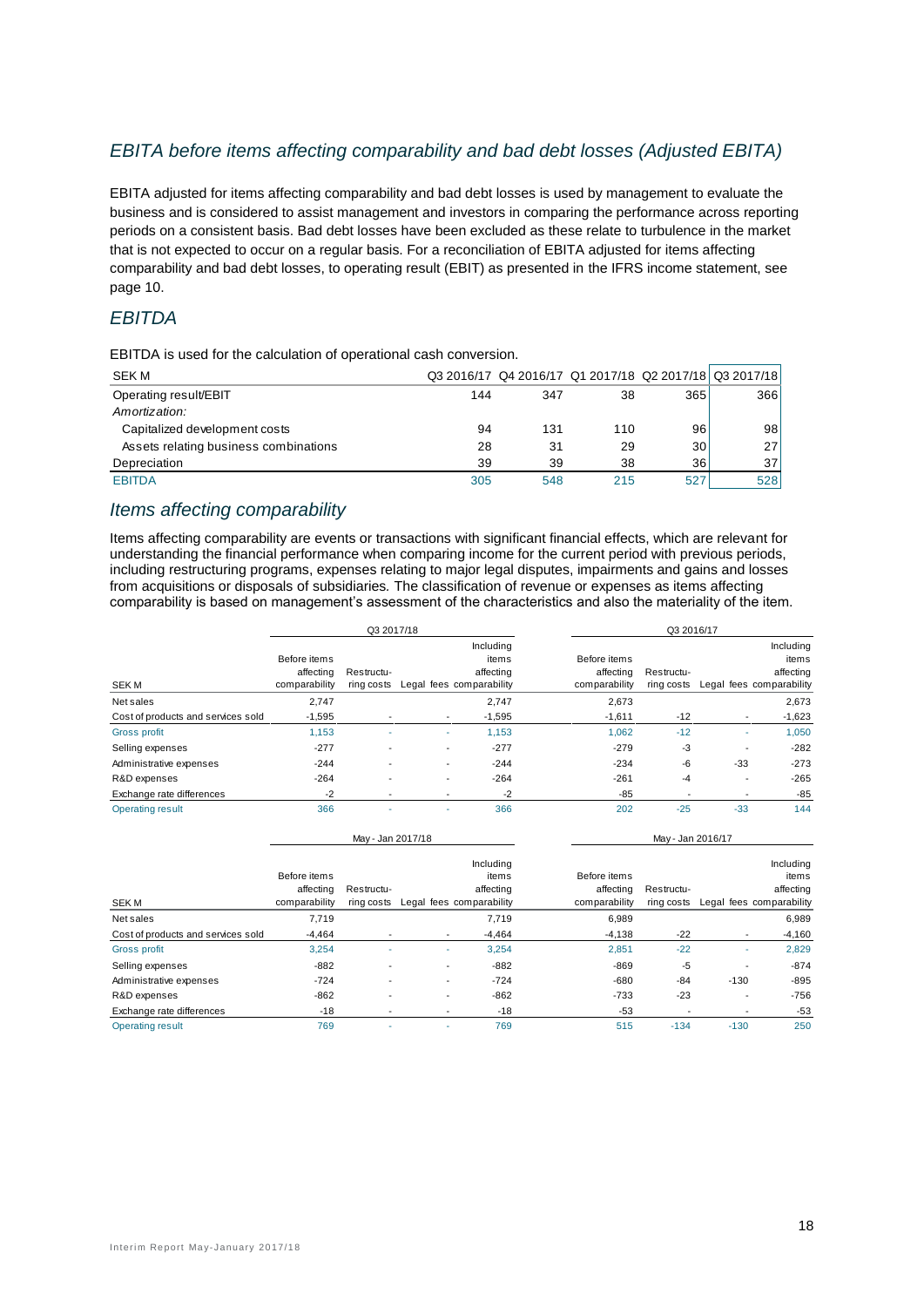## *EBITA before items affecting comparability and bad debt losses (Adjusted EBITA)*

EBITA adjusted for items affecting comparability and bad debt losses is used by management to evaluate the business and is considered to assist management and investors in comparing the performance across reporting periods on a consistent basis. Bad debt losses have been excluded as these relate to turbulence in the market that is not expected to occur on a regular basis. For a reconciliation of EBITA adjusted for items affecting comparability and bad debt losses, to operating result (EBIT) as presented in the IFRS income statement, see page 10.

## *EBITDA*

EBITDA is used for the calculation of operational cash conversion.

| SEK M | Q3 2016/17 | Q4 2016/17 | Q1 2017/18 | Q2 2017/18 | Q3 2017/18 |
|---|---|---|---|---|---|
| Operating result/EBIT | 144 | 347 | 38 | 365 | 366 |
| *Amortization:* | | | | | |
| Capitalized development costs | 94 | 131 | 110 | 96 | 98 |
| Assets relating business combinations | 28 | 31 | 29 | 30 | 27 |
| Depreciation | 39 | 39 | 38 | 36 | 37 |
| EBITDA | 305 | 548 | 215 | 527 | 528 |

## *Items affecting comparability*

Items affecting comparability are events or transactions with significant financial effects, which are relevant for understanding the financial performance when comparing income for the current period with previous periods, including restructuring programs, expenses relating to major legal disputes, impairments and gains and losses from acquisitions or disposals of subsidiaries. The classification of revenue or expenses as items affecting comparability is based on management's assessment of the characteristics and also the materiality of the item.

| | Q3 2017/18 | | | | Q3 2016/17 | | | |
|---|---|---|---|---|---|---|---|---|
| SEK M | Before items affecting comparability | Restructuring costs | Legal fees | Including items affecting comparability | Before items affecting comparability | Restructuring costs | Legal fees | Including items affecting comparability |
| Net sales | 2,747 | | | 2,747 | 2,673 | | | 2,673 |
| Cost of products and services sold | -1,595 | - | - | -1,595 | -1,611 | -12 | - | -1,623 |
| Gross profit | 1,153 | - | - | 1,153 | 1,062 | -12 | - | 1,050 |
| Selling expenses | -277 | - | - | -277 | -279 | -3 | - | -282 |
| Administrative expenses | -244 | - | - | -244 | -234 | -6 | -33 | -273 |
| R&D expenses | -264 | - | - | -264 | -261 | -4 | - | -265 |
| Exchange rate differences | -2 | - | - | -2 | -85 | - | - | -85 |
| Operating result | 366 | - | - | 366 | 202 | -25 | -33 | 144 |

| | May - Jan 2017/18 | | | | May - Jan 2016/17 | | | |
|---|---|---|---|---|---|---|---|---|
| SEK M | Before items affecting comparability | Restructuring costs | Legal fees | Including items affecting comparability | Before items affecting comparability | Restructuring costs | Legal fees | Including items affecting comparability |
| Net sales | 7,719 | | | 7,719 | 6,989 | | | 6,989 |
| Cost of products and services sold | -4,464 | - | - | -4,464 | -4,138 | -22 | - | -4,160 |
| Gross profit | 3,254 | - | - | 3,254 | 2,851 | -22 | - | 2,829 |
| Selling expenses | -882 | - | - | -882 | -869 | -5 | - | -874 |
| Administrative expenses | -724 | - | - | -724 | -680 | -84 | -130 | -895 |
| R&D expenses | -862 | - | - | -862 | -733 | -23 | - | -756 |
| Exchange rate differences | -18 | - | - | -18 | -53 | - | - | -53 |
| Operating result | 769 | - | - | 769 | 515 | -134 | -130 | 250 |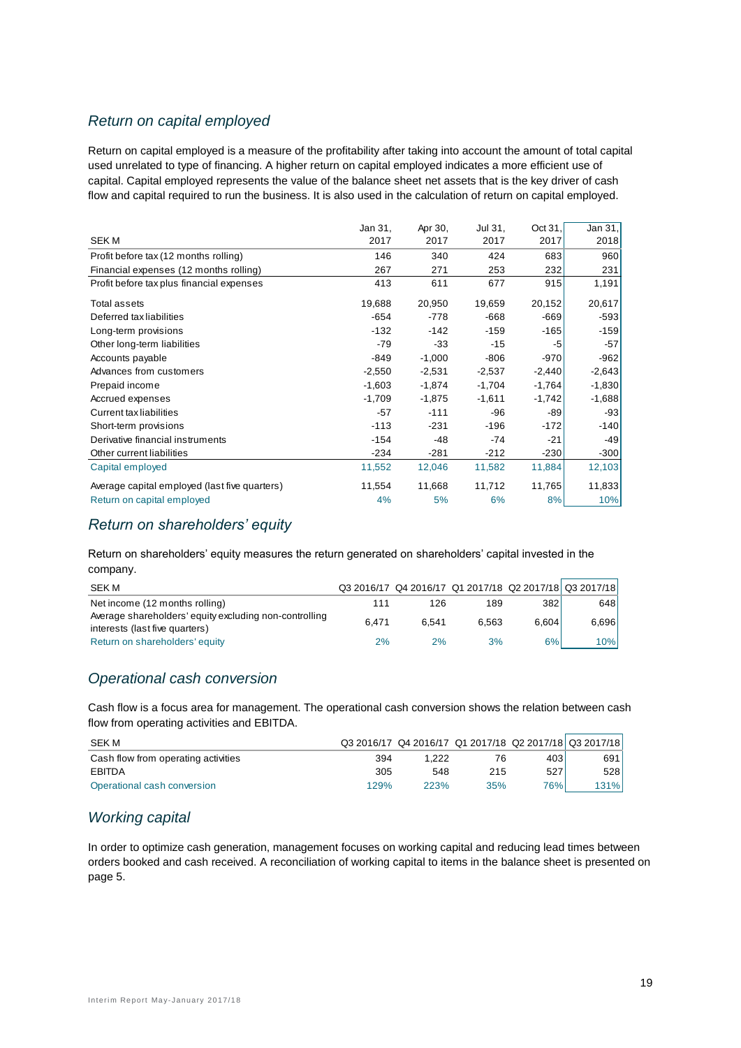## *Return on capital employed*

Return on capital employed is a measure of the profitability after taking into account the amount of total capital used unrelated to type of financing. A higher return on capital employed indicates a more efficient use of capital. Capital employed represents the value of the balance sheet net assets that is the key driver of cash flow and capital required to run the business. It is also used in the calculation of return on capital employed.

| SEK M | Jan 31, 2017 | Apr 30, 2017 | Jul 31, 2017 | Oct 31, 2017 | Jan 31, 2018 |
|---|---|---|---|---|---|
| Profit before tax (12 months rolling) | 146 | 340 | 424 | 683 | 960 |
| Financial expenses (12 months rolling) | 267 | 271 | 253 | 232 | 231 |
| Profit before tax plus financial expenses | 413 | 611 | 677 | 915 | 1,191 |
| Total assets | 19,688 | 20,950 | 19,659 | 20,152 | 20,617 |
| Deferred tax liabilities | -654 | -778 | -668 | -669 | -593 |
| Long-term provisions | -132 | -142 | -159 | -165 | -159 |
| Other long-term liabilities | -79 | -33 | -15 | -5 | -57 |
| Accounts payable | -849 | -1,000 | -806 | -970 | -962 |
| Advances from customers | -2,550 | -2,531 | -2,537 | -2,440 | -2,643 |
| Prepaid income | -1,603 | -1,874 | -1,704 | -1,764 | -1,830 |
| Accrued expenses | -1,709 | -1,875 | -1,611 | -1,742 | -1,688 |
| Current tax liabilities | -57 | -111 | -96 | -89 | -93 |
| Short-term provisions | -113 | -231 | -196 | -172 | -140 |
| Derivative financial instruments | -154 | -48 | -74 | -21 | -49 |
| Other current liabilities | -234 | -281 | -212 | -230 | -300 |
| Capital employed | 11,552 | 12,046 | 11,582 | 11,884 | 12,103 |
| Average capital employed (last five quarters) | 11,554 | 11,668 | 11,712 | 11,765 | 11,833 |
| Return on capital employed | 4% | 5% | 6% | 8% | 10% |

## *Return on shareholders' equity*

Return on shareholders' equity measures the return generated on shareholders' capital invested in the company.

| SEK M | Q3 2016/17 | Q4 2016/17 | Q1 2017/18 | Q2 2017/18 | Q3 2017/18 |
|---|---|---|---|---|---|
| Net income (12 months rolling) | 111 | 126 | 189 | 382 | 648 |
| Average shareholders' equity excluding non-controlling interests (last five quarters) | 6,471 | 6,541 | 6,563 | 6,604 | 6,696 |
| Return on shareholders' equity | 2% | 2% | 3% | 6% | 10% |

## *Operational cash conversion*

Cash flow is a focus area for management. The operational cash conversion shows the relation between cash flow from operating activities and EBITDA.

| SEK M | Q3 2016/17 | Q4 2016/17 | Q1 2017/18 | Q2 2017/18 | Q3 2017/18 |
|---|---|---|---|---|---|
| Cash flow from operating activities | 394 | 1,222 | 76 | 403 | 691 |
| EBITDA | 305 | 548 | 215 | 527 | 528 |
| Operational cash conversion | 129% | 223% | 35% | 76% | 131% |

## *Working capital*

In order to optimize cash generation, management focuses on working capital and reducing lead times between orders booked and cash received. A reconciliation of working capital to items in the balance sheet is presented on page 5.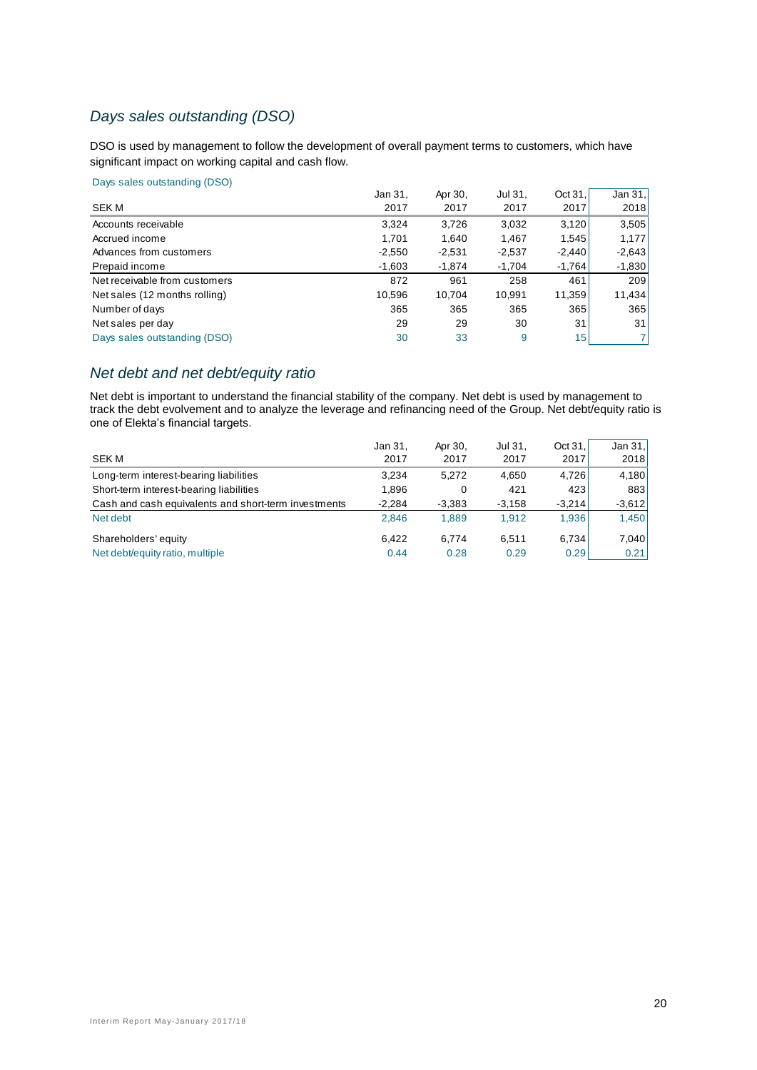## *Days sales outstanding (DSO)*

DSO is used by management to follow the development of overall payment terms to customers, which have significant impact on working capital and cash flow.

Days sales outstanding (DSO)

| SEK M | Jan 31, 2017 | Apr 30, 2017 | Jul 31, 2017 | Oct 31, 2017 | Jan 31, 2018 |
|---|---|---|---|---|---|
| Accounts receivable | 3,324 | 3,726 | 3,032 | 3,120 | 3,505 |
| Accrued income | 1,701 | 1,640 | 1,467 | 1,545 | 1,177 |
| Advances from customers | -2,550 | -2,531 | -2,537 | -2,440 | -2,643 |
| Prepaid income | -1,603 | -1,874 | -1,704 | -1,764 | -1,830 |
| Net receivable from customers | 872 | 961 | 258 | 461 | 209 |
| Net sales (12 months rolling) | 10,596 | 10,704 | 10,991 | 11,359 | 11,434 |
| Number of days | 365 | 365 | 365 | 365 | 365 |
| Net sales per day | 29 | 29 | 30 | 31 | 31 |
| Days sales outstanding (DSO) | 30 | 33 | 9 | 15 | 7 |

## *Net debt and net debt/equity ratio*

Net debt is important to understand the financial stability of the company. Net debt is used by management to track the debt evolvement and to analyze the leverage and refinancing need of the Group. Net debt/equity ratio is one of Elekta's financial targets.

| SEK M | Jan 31, 2017 | Apr 30, 2017 | Jul 31, 2017 | Oct 31, 2017 | Jan 31, 2018 |
|---|---|---|---|---|---|
| Long-term interest-bearing liabilities | 3,234 | 5,272 | 4,650 | 4,726 | 4,180 |
| Short-term interest-bearing liabilities | 1,896 | 0 | 421 | 423 | 883 |
| Cash and cash equivalents and short-term investments | -2,284 | -3,383 | -3,158 | -3,214 | -3,612 |
| Net debt | 2,846 | 1,889 | 1,912 | 1,936 | 1,450 |
| Shareholders' equity | 6,422 | 6,774 | 6,511 | 6,734 | 7,040 |
| Net debt/equity ratio, multiple | 0.44 | 0.28 | 0.29 | 0.29 | 0.21 |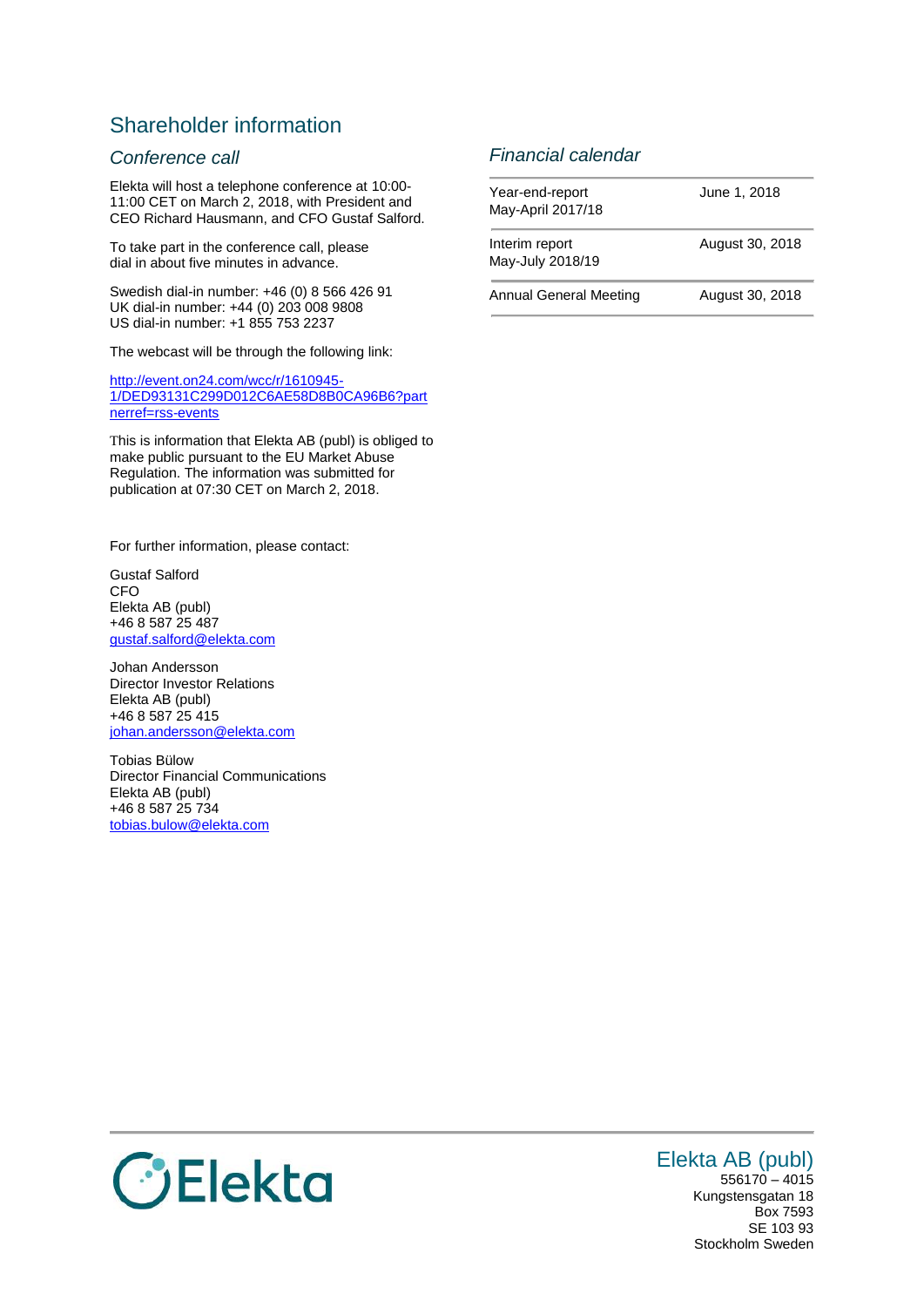## Shareholder information

### *Conference call*

Elekta will host a telephone conference at 10:00-11:00 CET on March 2, 2018, with President and CEO Richard Hausmann, and CFO Gustaf Salford.

To take part in the conference call, please dial in about five minutes in advance.

Swedish dial-in number: +46 (0) 8 566 426 91
UK dial-in number: +44 (0) 203 008 9808
US dial-in number: +1 855 753 2237

The webcast will be through the following link:

http://event.on24.com/wcc/r/1610945-1/DED93131C299D012C6AE58D8B0CA96B6?partnerref=rss-events

This is information that Elekta AB (publ) is obliged to make public pursuant to the EU Market Abuse Regulation. The information was submitted for publication at 07:30 CET on March 2, 2018.

For further information, please contact:

Gustaf Salford
CFO
Elekta AB (publ)
+46 8 587 25 487
gustaf.salford@elekta.com

Johan Andersson
Director Investor Relations
Elekta AB (publ)
+46 8 587 25 415
johan.andersson@elekta.com

Tobias Bülow
Director Financial Communications
Elekta AB (publ)
+46 8 587 25 734
tobias.bulow@elekta.com

### *Financial calendar*

| | |
|---|---|
| Year-end-report May-April 2017/18 | June 1, 2018 |
| Interim report May-July 2018/19 | August 30, 2018 |
| Annual General Meeting | August 30, 2018 |

Elekta

Elekta AB (publ)
556170 – 4015
Kungstensgatan 18
Box 7593
SE 103 93
Stockholm Sweden